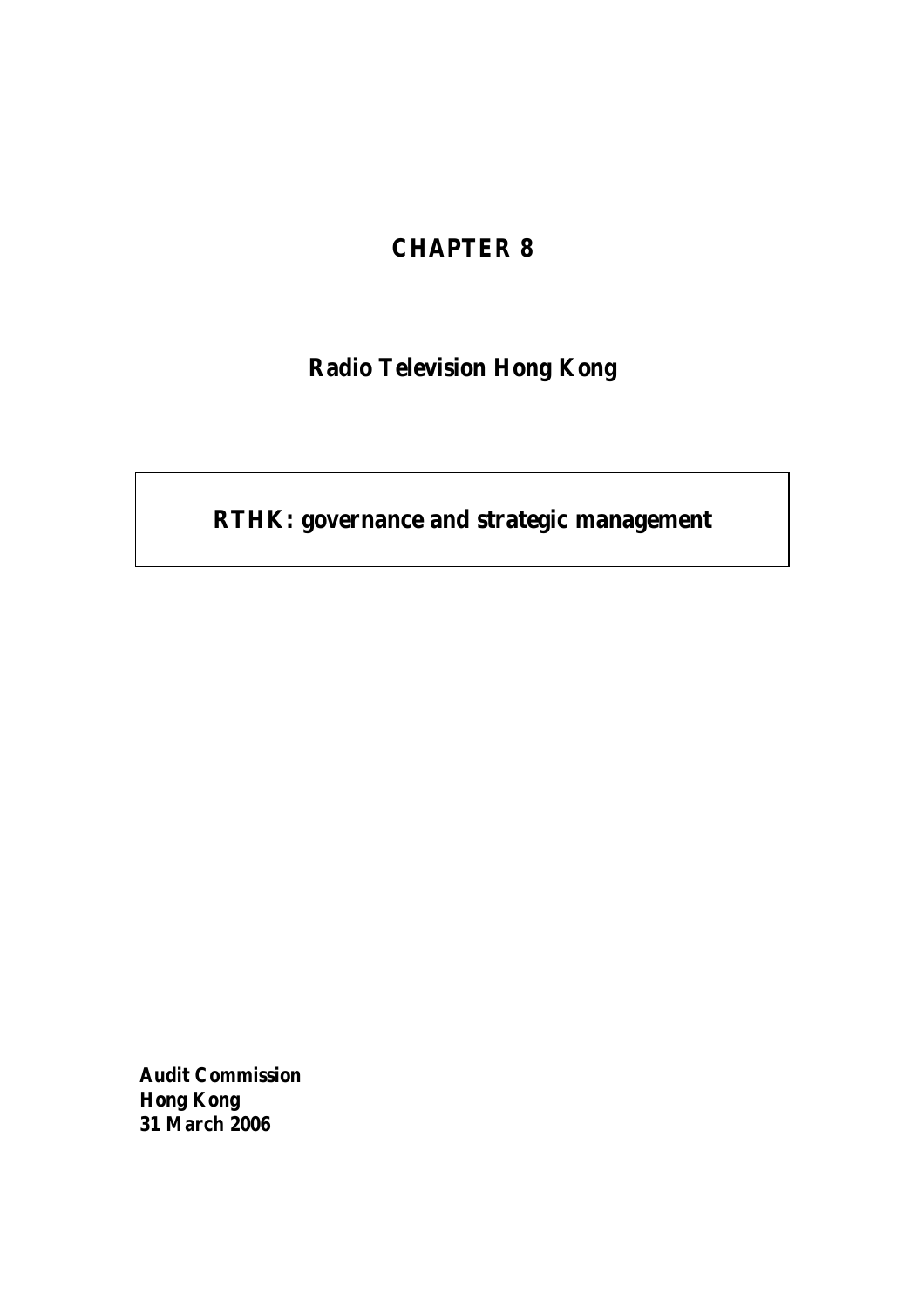# CHAPTER 8

## Radio Television Hong Kong

## RTHK: governance and strategic management

**Audit Commission**
**Hong Kong**
**31 March 2006**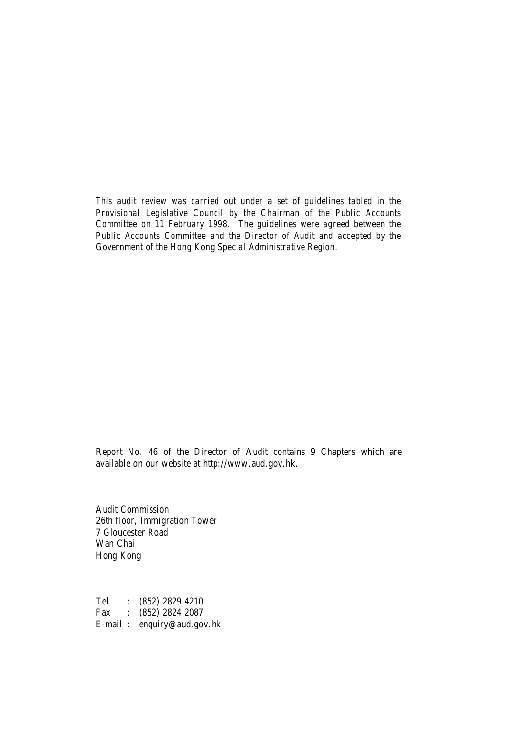*This audit review was carried out under a set of guidelines tabled in the Provisional Legislative Council by the Chairman of the Public Accounts Committee on 11 February 1998. The guidelines were agreed between the Public Accounts Committee and the Director of Audit and accepted by the Government of the Hong Kong Special Administrative Region.*

Report No. 46 of the Director of Audit contains 9 Chapters which are available on our website at http://www.aud.gov.hk.

Audit Commission
26th floor, Immigration Tower
7 Gloucester Road
Wan Chai
Hong Kong

Tel : (852) 2829 4210
Fax : (852) 2824 2087
E-mail : enquiry@aud.gov.hk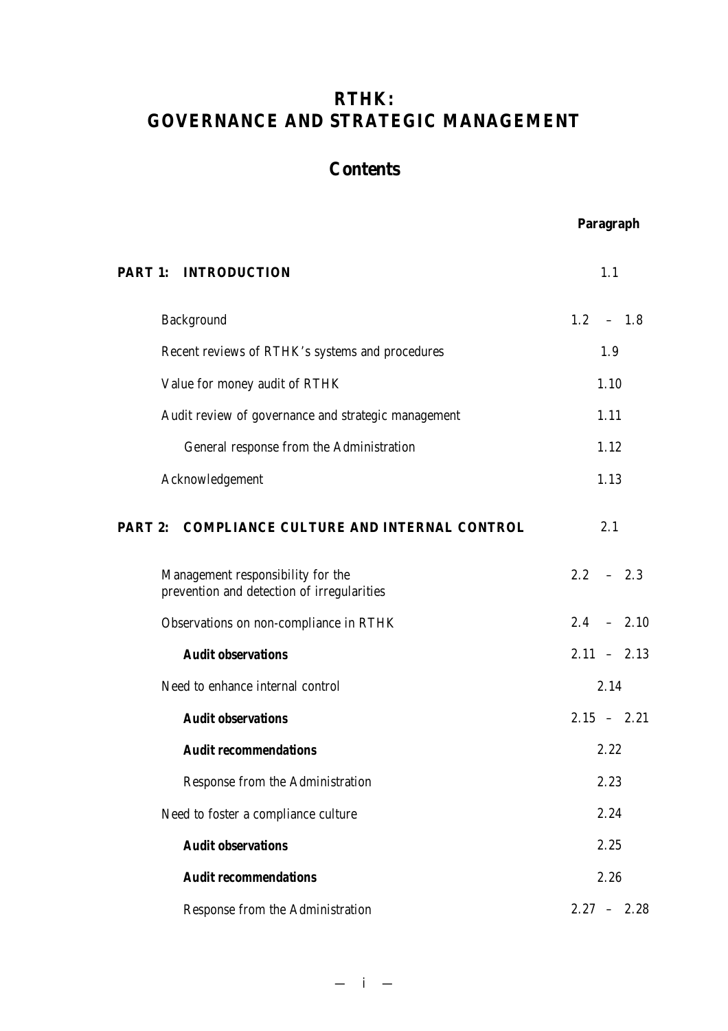# RTHK: GOVERNANCE AND STRATEGIC MANAGEMENT

## Contents

| | Paragraph |
|---|---|
| **PART 1: INTRODUCTION** | 1.1 |
| Background | 1.2 – 1.8 |
| Recent reviews of RTHK's systems and procedures | 1.9 |
| Value for money audit of RTHK | 1.10 |
| Audit review of governance and strategic management | 1.11 |
| General response from the Administration | 1.12 |
| Acknowledgement | 1.13 |
| **PART 2: COMPLIANCE CULTURE AND INTERNAL CONTROL** | 2.1 |
| Management responsibility for the prevention and detection of irregularities | 2.2 – 2.3 |
| Observations on non-compliance in RTHK | 2.4 – 2.10 |
| ***Audit observations*** | 2.11 – 2.13 |
| Need to enhance internal control | 2.14 |
| ***Audit observations*** | 2.15 – 2.21 |
| ***Audit recommendations*** | 2.22 |
| Response from the Administration | 2.23 |
| Need to foster a compliance culture | 2.24 |
| ***Audit observations*** | 2.25 |
| ***Audit recommendations*** | 2.26 |
| Response from the Administration | 2.27 – 2.28 |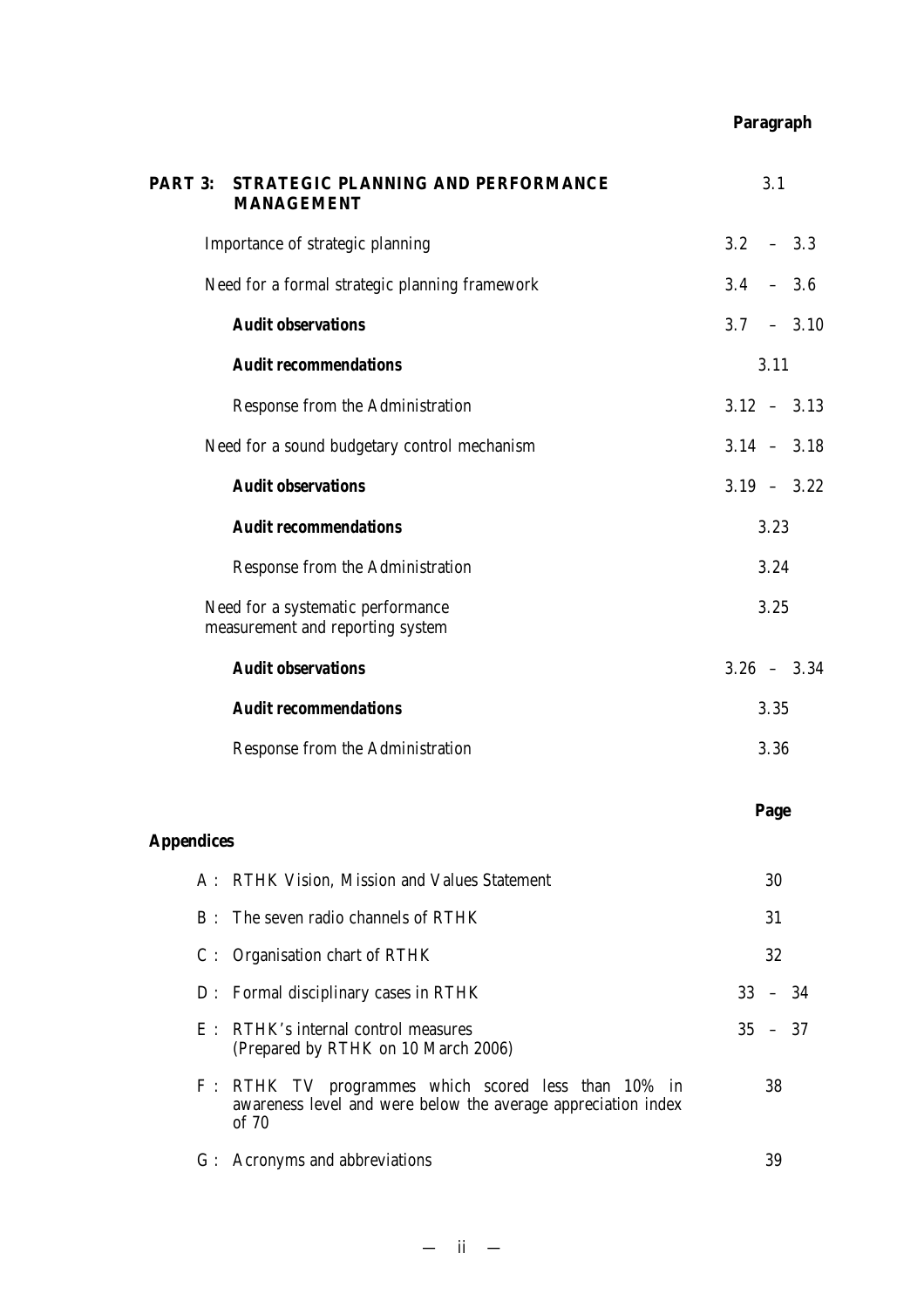| | Paragraph |
|---|---|
| **PART 3: STRATEGIC PLANNING AND PERFORMANCE MANAGEMENT** | 3.1 |
| Importance of strategic planning | 3.2 – 3.3 |
| Need for a formal strategic planning framework | 3.4 – 3.6 |
| ***Audit observations*** | 3.7 – 3.10 |
| ***Audit recommendations*** | 3.11 |
| Response from the Administration | 3.12 – 3.13 |
| Need for a sound budgetary control mechanism | 3.14 – 3.18 |
| ***Audit observations*** | 3.19 – 3.22 |
| ***Audit recommendations*** | 3.23 |
| Response from the Administration | 3.24 |
| Need for a systematic performance measurement and reporting system | 3.25 |
| ***Audit observations*** | 3.26 – 3.34 |
| ***Audit recommendations*** | 3.35 |
| Response from the Administration | 3.36 |

| **Appendices** | **Page** |
|---|---|
| A : RTHK Vision, Mission and Values Statement | 30 |
| B : The seven radio channels of RTHK | 31 |
| C : Organisation chart of RTHK | 32 |
| D : Formal disciplinary cases in RTHK | 33 – 34 |
| E : RTHK's internal control measures (Prepared by RTHK on 10 March 2006) | 35 – 37 |
| F : RTHK TV programmes which scored less than 10% in awareness level and were below the average appreciation index of 70 | 38 |
| G : Acronyms and abbreviations | 39 |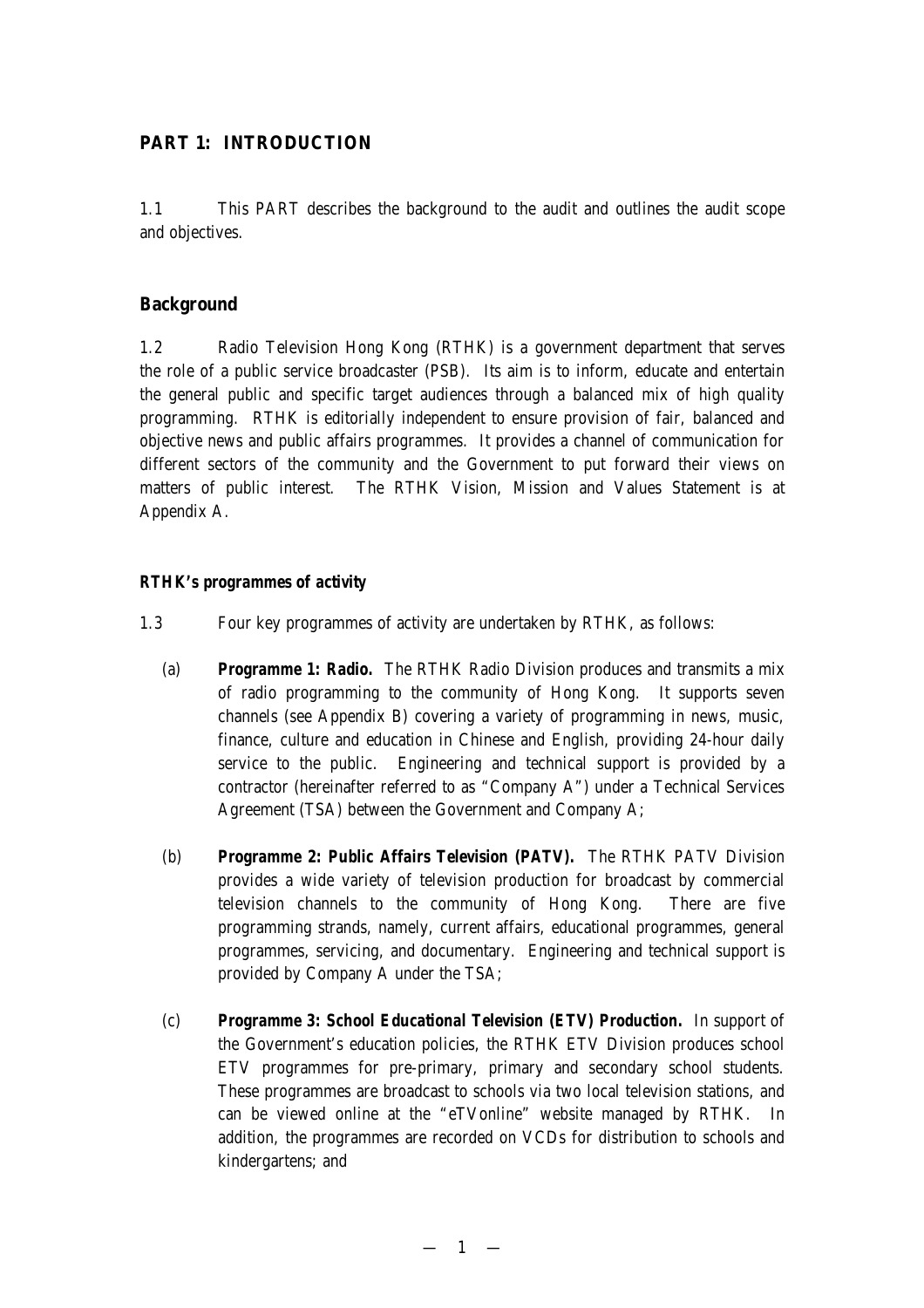## PART 1: INTRODUCTION

1.1 This PART describes the background to the audit and outlines the audit scope and objectives.

### Background

1.2 Radio Television Hong Kong (RTHK) is a government department that serves the role of a public service broadcaster (PSB). Its aim is to inform, educate and entertain the general public and specific target audiences through a balanced mix of high quality programming. RTHK is editorially independent to ensure provision of fair, balanced and objective news and public affairs programmes. It provides a channel of communication for different sectors of the community and the Government to put forward their views on matters of public interest. The RTHK Vision, Mission and Values Statement is at Appendix A.

#### RTHK's programmes of activity

1.3 Four key programmes of activity are undertaken by RTHK, as follows:

(a) **Programme 1: Radio.** The RTHK Radio Division produces and transmits a mix of radio programming to the community of Hong Kong. It supports seven channels (see Appendix B) covering a variety of programming in news, music, finance, culture and education in Chinese and English, providing 24-hour daily service to the public. Engineering and technical support is provided by a contractor (hereinafter referred to as "Company A") under a Technical Services Agreement (TSA) between the Government and Company A;

(b) **Programme 2: Public Affairs Television (PATV).** The RTHK PATV Division provides a wide variety of television production for broadcast by commercial television channels to the community of Hong Kong. There are five programming strands, namely, current affairs, educational programmes, general programmes, servicing, and documentary. Engineering and technical support is provided by Company A under the TSA;

(c) **Programme 3: School Educational Television (ETV) Production.** In support of the Government's education policies, the RTHK ETV Division produces school ETV programmes for pre-primary, primary and secondary school students. These programmes are broadcast to schools via two local television stations, and can be viewed online at the "eTVonline" website managed by RTHK. In addition, the programmes are recorded on VCDs for distribution to schools and kindergartens; and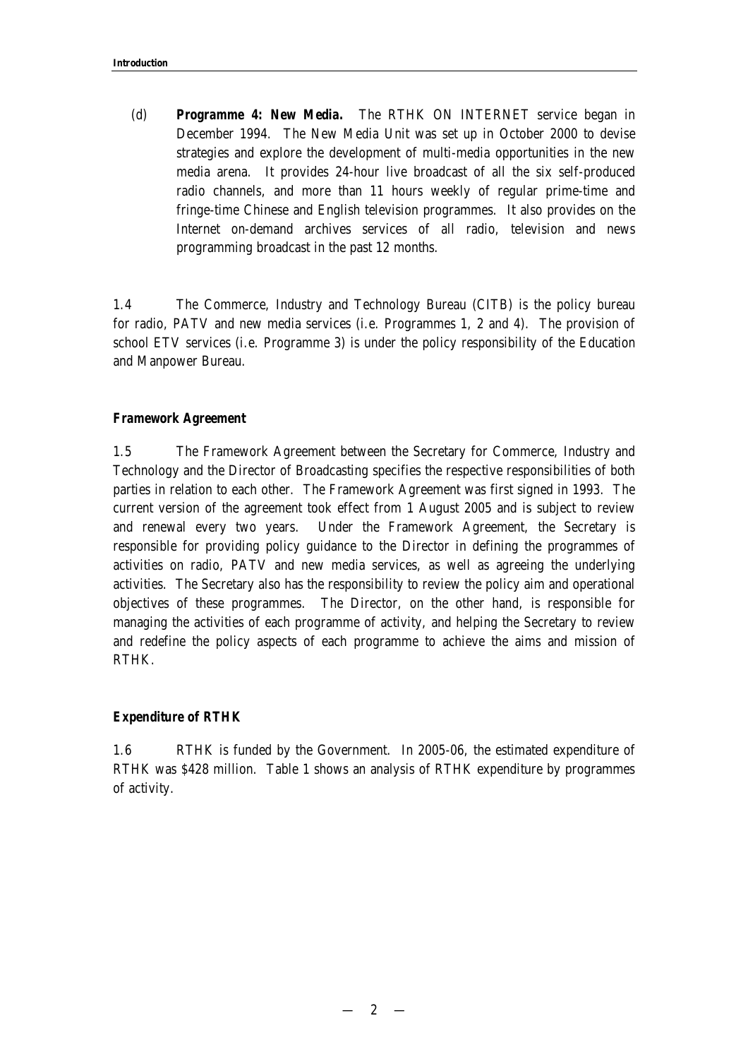(d) **Programme 4: New Media.** The RTHK ON INTERNET service began in December 1994. The New Media Unit was set up in October 2000 to devise strategies and explore the development of multi-media opportunities in the new media arena. It provides 24-hour live broadcast of all the six self-produced radio channels, and more than 11 hours weekly of regular prime-time and fringe-time Chinese and English television programmes. It also provides on the Internet on-demand archives services of all radio, television and news programming broadcast in the past 12 months.

1.4 The Commerce, Industry and Technology Bureau (CITB) is the policy bureau for radio, PATV and new media services (i.e. Programmes 1, 2 and 4). The provision of school ETV services (i.e. Programme 3) is under the policy responsibility of the Education and Manpower Bureau.

### Framework Agreement

1.5 The Framework Agreement between the Secretary for Commerce, Industry and Technology and the Director of Broadcasting specifies the respective responsibilities of both parties in relation to each other. The Framework Agreement was first signed in 1993. The current version of the agreement took effect from 1 August 2005 and is subject to review and renewal every two years. Under the Framework Agreement, the Secretary is responsible for providing policy guidance to the Director in defining the programmes of activities on radio, PATV and new media services, as well as agreeing the underlying activities. The Secretary also has the responsibility to review the policy aim and operational objectives of these programmes. The Director, on the other hand, is responsible for managing the activities of each programme of activity, and helping the Secretary to review and redefine the policy aspects of each programme to achieve the aims and mission of RTHK.

### Expenditure of RTHK

1.6 RTHK is funded by the Government. In 2005-06, the estimated expenditure of RTHK was $428 million. Table 1 shows an analysis of RTHK expenditure by programmes of activity.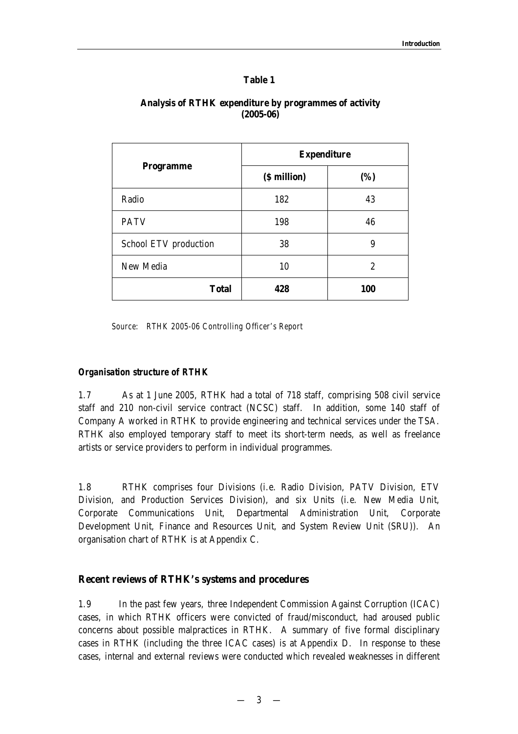**Table 1**

**Analysis of RTHK expenditure by programmes of activity (2005-06)**

| Programme | Expenditure | |
|---|---|---|
| | **($ million)** | **(%)** |
| Radio | 182 | 43 |
| PATV | 198 | 46 |
| School ETV production | 38 | 9 |
| New Media | 10 | 2 |
| **Total** | **428** | **100** |

*Source: RTHK 2005-06 Controlling Officer's Report*

***Organisation structure of RTHK***

1.7 As at 1 June 2005, RTHK had a total of 718 staff, comprising 508 civil service staff and 210 non-civil service contract (NCSC) staff. In addition, some 140 staff of Company A worked in RTHK to provide engineering and technical services under the TSA. RTHK also employed temporary staff to meet its short-term needs, as well as freelance artists or service providers to perform in individual programmes.

1.8 RTHK comprises four Divisions (i.e. Radio Division, PATV Division, ETV Division, and Production Services Division), and six Units (i.e. New Media Unit, Corporate Communications Unit, Departmental Administration Unit, Corporate Development Unit, Finance and Resources Unit, and System Review Unit (SRU)). An organisation chart of RTHK is at Appendix C.

## Recent reviews of RTHK's systems and procedures

1.9 In the past few years, three Independent Commission Against Corruption (ICAC) cases, in which RTHK officers were convicted of fraud/misconduct, had aroused public concerns about possible malpractices in RTHK. A summary of five formal disciplinary cases in RTHK (including the three ICAC cases) is at Appendix D. In response to these cases, internal and external reviews were conducted which revealed weaknesses in different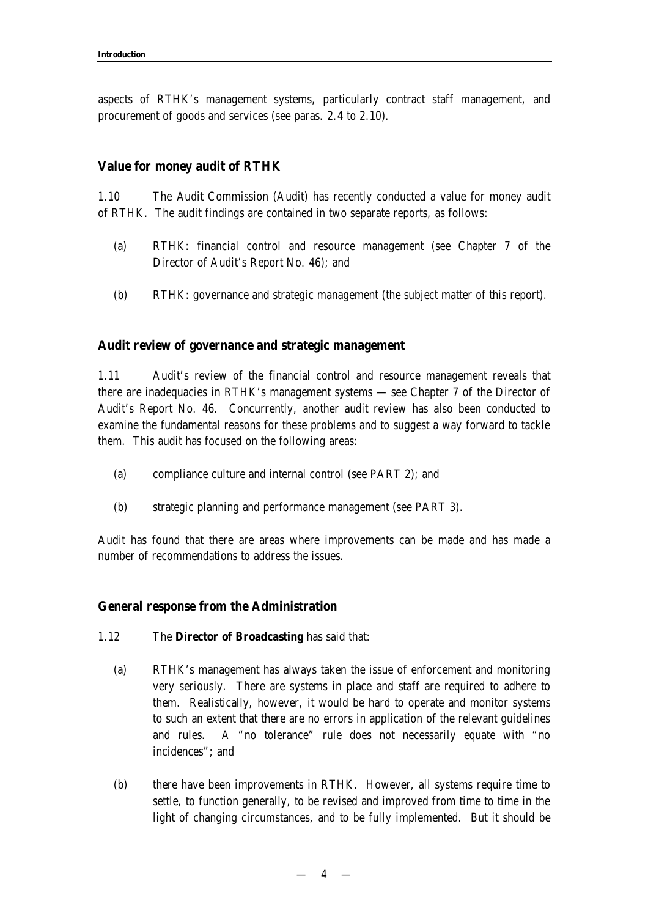aspects of RTHK's management systems, particularly contract staff management, and procurement of goods and services (see paras. 2.4 to 2.10).

## Value for money audit of RTHK

1.10 The Audit Commission (Audit) has recently conducted a value for money audit of RTHK. The audit findings are contained in two separate reports, as follows:

(a) RTHK: financial control and resource management (see Chapter 7 of the Director of Audit's Report No. 46); and

(b) RTHK: governance and strategic management (the subject matter of this report).

## Audit review of governance and strategic management

1.11 Audit's review of the financial control and resource management reveals that there are inadequacies in RTHK's management systems — see Chapter 7 of the Director of Audit's Report No. 46. Concurrently, another audit review has also been conducted to examine the fundamental reasons for these problems and to suggest a way forward to tackle them. This audit has focused on the following areas:

(a) compliance culture and internal control (see PART 2); and

(b) strategic planning and performance management (see PART 3).

Audit has found that there are areas where improvements can be made and has made a number of recommendations to address the issues.

## General response from the Administration

1.12 The **Director of Broadcasting** has said that:

(a) RTHK's management has always taken the issue of enforcement and monitoring very seriously. There are systems in place and staff are required to adhere to them. Realistically, however, it would be hard to operate and monitor systems to such an extent that there are no errors in application of the relevant guidelines and rules. A "no tolerance" rule does not necessarily equate with "no incidences"; and

(b) there have been improvements in RTHK. However, all systems require time to settle, to function generally, to be revised and improved from time to time in the light of changing circumstances, and to be fully implemented. But it should be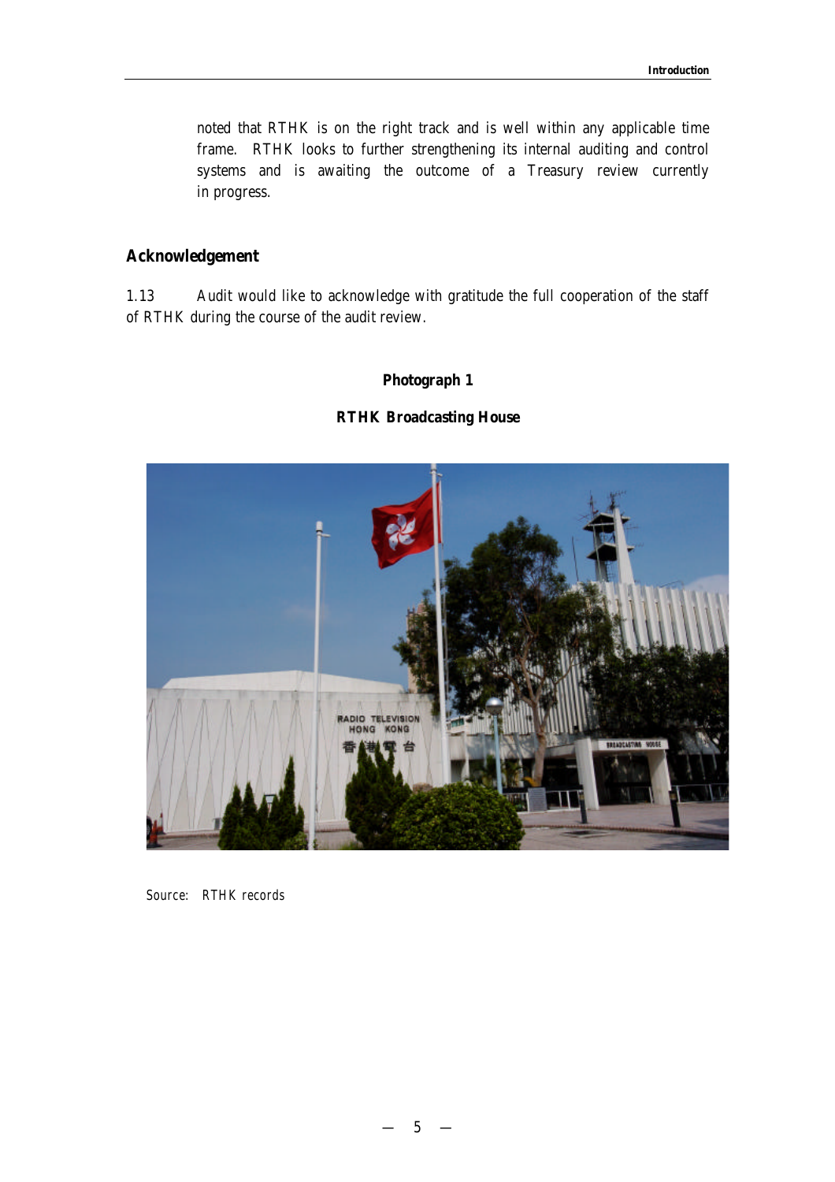noted that RTHK is on the right track and is well within any applicable time frame. RTHK looks to further strengthening its internal auditing and control systems and is awaiting the outcome of a Treasury review currently in progress.

## Acknowledgement

1.13 Audit would like to acknowledge with gratitude the full cooperation of the staff of RTHK during the course of the audit review.

**Photograph 1**

**RTHK Broadcasting House**

Source: RTHK records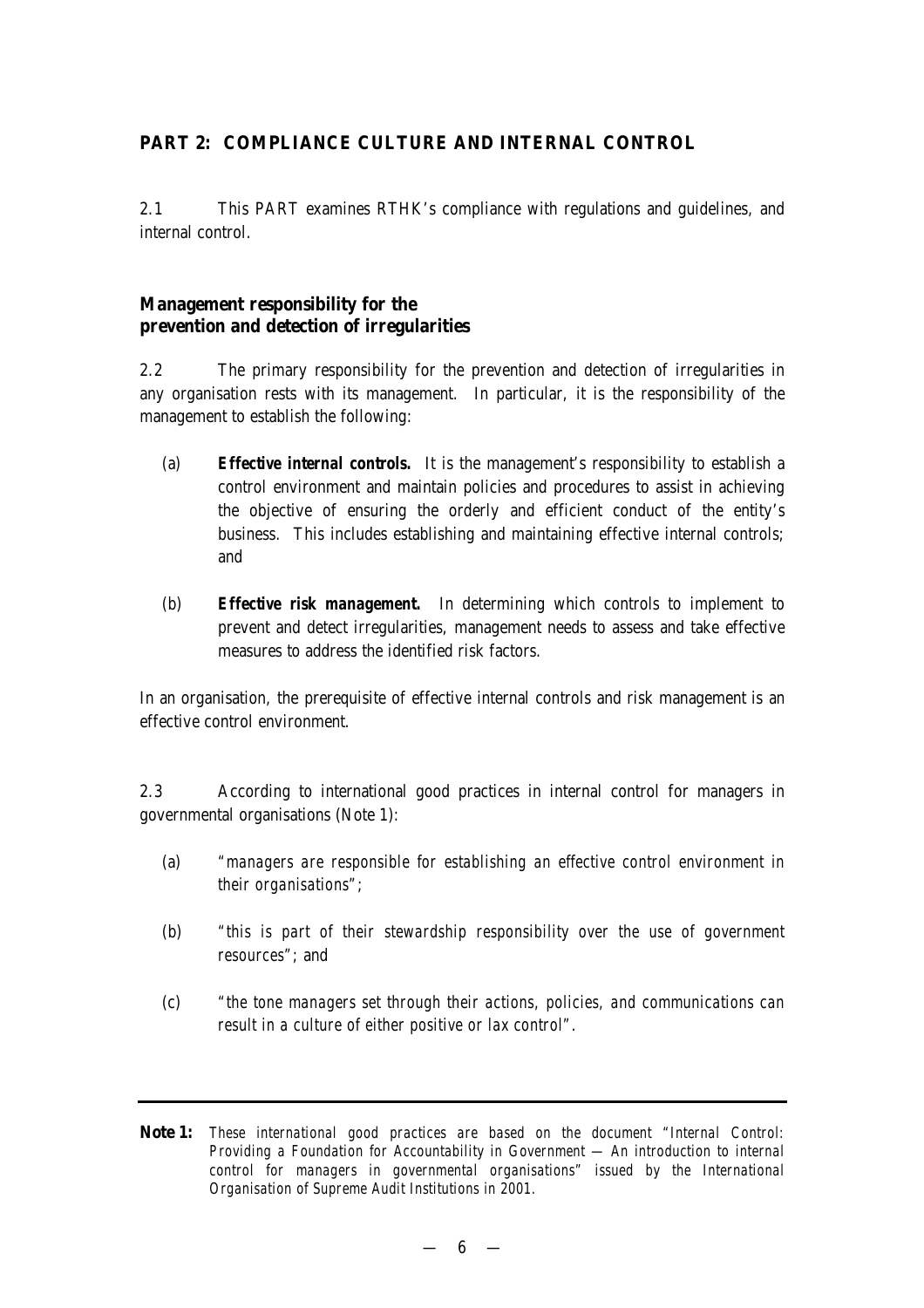## PART 2: COMPLIANCE CULTURE AND INTERNAL CONTROL

2.1 This PART examines RTHK's compliance with regulations and guidelines, and internal control.

### Management responsibility for the prevention and detection of irregularities

2.2 The primary responsibility for the prevention and detection of irregularities in any organisation rests with its management. In particular, it is the responsibility of the management to establish the following:

(a) ***Effective internal controls.*** It is the management's responsibility to establish a control environment and maintain policies and procedures to assist in achieving the objective of ensuring the orderly and efficient conduct of the entity's business. This includes establishing and maintaining effective internal controls; and

(b) ***Effective risk management.*** In determining which controls to implement to prevent and detect irregularities, management needs to assess and take effective measures to address the identified risk factors.

In an organisation, the prerequisite of effective internal controls and risk management is an effective control environment.

2.3 According to international good practices in internal control for managers in governmental organisations (Note 1):

(a) *"managers are responsible for establishing an effective control environment in their organisations"*;

(b) *"this is part of their stewardship responsibility over the use of government resources"*; and

(c) *"the tone managers set through their actions, policies, and communications can result in a culture of either positive or lax control"*.

---

**Note 1:** *These international good practices are based on the document "Internal Control: Providing a Foundation for Accountability in Government — An introduction to internal control for managers in governmental organisations" issued by the International Organisation of Supreme Audit Institutions in 2001.*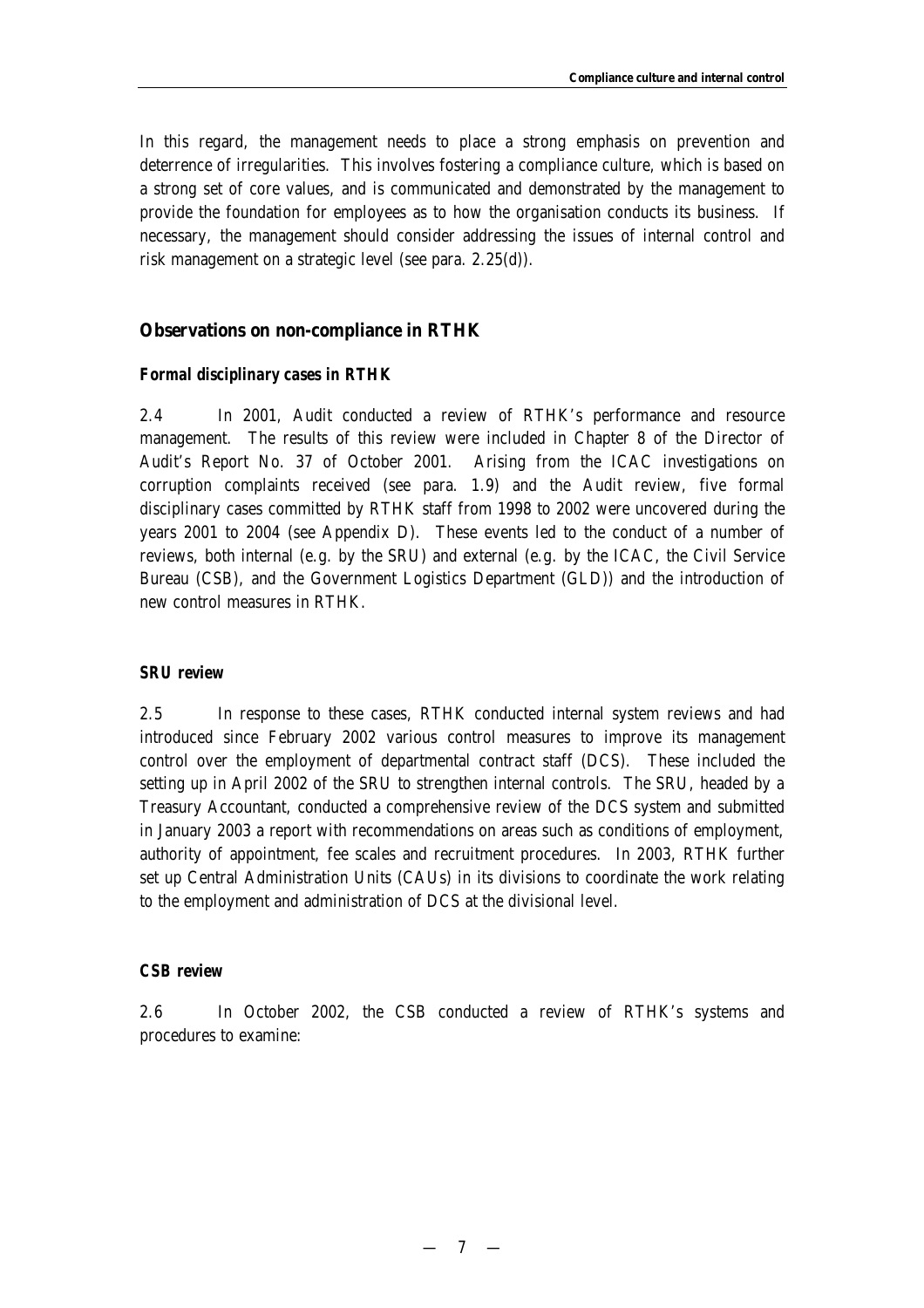In this regard, the management needs to place a strong emphasis on prevention and deterrence of irregularities. This involves fostering a compliance culture, which is based on a strong set of core values, and is communicated and demonstrated by the management to provide the foundation for employees as to how the organisation conducts its business. If necessary, the management should consider addressing the issues of internal control and risk management on a strategic level (see para. 2.25(d)).

## Observations on non-compliance in RTHK

### *Formal disciplinary cases in RTHK*

2.4 In 2001, Audit conducted a review of RTHK's performance and resource management. The results of this review were included in Chapter 8 of the Director of Audit's Report No. 37 of October 2001. Arising from the ICAC investigations on corruption complaints received (see para. 1.9) and the Audit review, five formal disciplinary cases committed by RTHK staff from 1998 to 2002 were uncovered during the years 2001 to 2004 (see Appendix D). These events led to the conduct of a number of reviews, both internal (e.g. by the SRU) and external (e.g. by the ICAC, the Civil Service Bureau (CSB), and the Government Logistics Department (GLD)) and the introduction of new control measures in RTHK.

### *SRU review*

2.5 In response to these cases, RTHK conducted internal system reviews and had introduced since February 2002 various control measures to improve its management control over the employment of departmental contract staff (DCS). These included the setting up in April 2002 of the SRU to strengthen internal controls. The SRU, headed by a Treasury Accountant, conducted a comprehensive review of the DCS system and submitted in January 2003 a report with recommendations on areas such as conditions of employment, authority of appointment, fee scales and recruitment procedures. In 2003, RTHK further set up Central Administration Units (CAUs) in its divisions to coordinate the work relating to the employment and administration of DCS at the divisional level.

### *CSB review*

2.6 In October 2002, the CSB conducted a review of RTHK's systems and procedures to examine: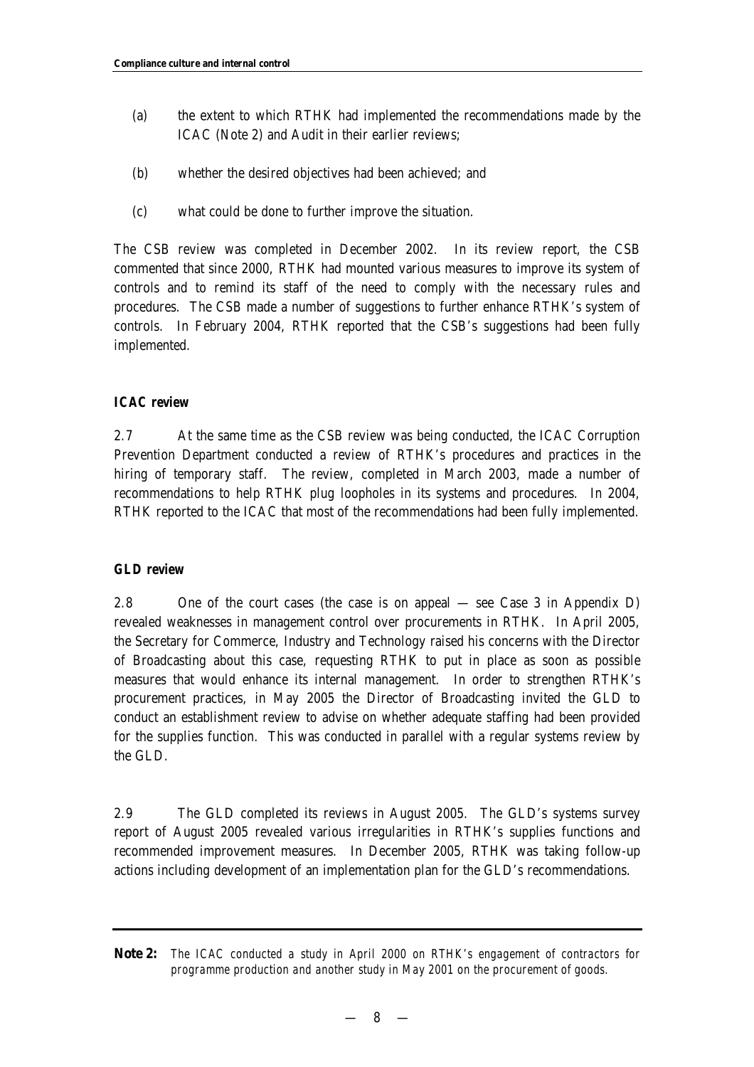(a) the extent to which RTHK had implemented the recommendations made by the ICAC (Note 2) and Audit in their earlier reviews;

(b) whether the desired objectives had been achieved; and

(c) what could be done to further improve the situation.

The CSB review was completed in December 2002. In its review report, the CSB commented that since 2000, RTHK had mounted various measures to improve its system of controls and to remind its staff of the need to comply with the necessary rules and procedures. The CSB made a number of suggestions to further enhance RTHK's system of controls. In February 2004, RTHK reported that the CSB's suggestions had been fully implemented.

**ICAC review**

2.7 At the same time as the CSB review was being conducted, the ICAC Corruption Prevention Department conducted a review of RTHK's procedures and practices in the hiring of temporary staff. The review, completed in March 2003, made a number of recommendations to help RTHK plug loopholes in its systems and procedures. In 2004, RTHK reported to the ICAC that most of the recommendations had been fully implemented.

**GLD review**

2.8 One of the court cases (the case is on appeal — see Case 3 in Appendix D) revealed weaknesses in management control over procurements in RTHK. In April 2005, the Secretary for Commerce, Industry and Technology raised his concerns with the Director of Broadcasting about this case, requesting RTHK to put in place as soon as possible measures that would enhance its internal management. In order to strengthen RTHK's procurement practices, in May 2005 the Director of Broadcasting invited the GLD to conduct an establishment review to advise on whether adequate staffing had been provided for the supplies function. This was conducted in parallel with a regular systems review by the GLD.

2.9 The GLD completed its reviews in August 2005. The GLD's systems survey report of August 2005 revealed various irregularities in RTHK's supplies functions and recommended improvement measures. In December 2005, RTHK was taking follow-up actions including development of an implementation plan for the GLD's recommendations.

---

**Note 2:** *The ICAC conducted a study in April 2000 on RTHK's engagement of contractors for programme production and another study in May 2001 on the procurement of goods.*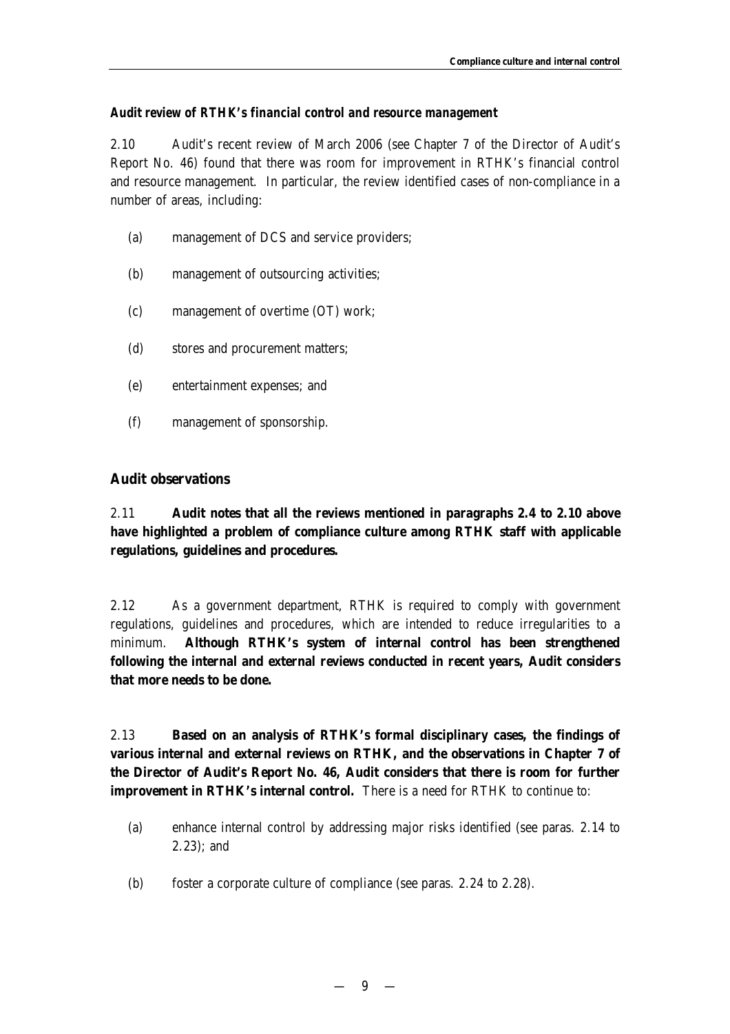***Audit review of RTHK's financial control and resource management***

2.10 Audit's recent review of March 2006 (see Chapter 7 of the Director of Audit's Report No. 46) found that there was room for improvement in RTHK's financial control and resource management. In particular, the review identified cases of non-compliance in a number of areas, including:

(a) management of DCS and service providers;

(b) management of outsourcing activities;

(c) management of overtime (OT) work;

(d) stores and procurement matters;

(e) entertainment expenses; and

(f) management of sponsorship.

## Audit observations

2.11 **Audit notes that all the reviews mentioned in paragraphs 2.4 to 2.10 above have highlighted a problem of compliance culture among RTHK staff with applicable regulations, guidelines and procedures.**

2.12 As a government department, RTHK is required to comply with government regulations, guidelines and procedures, which are intended to reduce irregularities to a minimum. **Although RTHK's system of internal control has been strengthened following the internal and external reviews conducted in recent years, Audit considers that more needs to be done.**

2.13 **Based on an analysis of RTHK's formal disciplinary cases, the findings of various internal and external reviews on RTHK, and the observations in Chapter 7 of the Director of Audit's Report No. 46, Audit considers that there is room for further improvement in RTHK's internal control.** There is a need for RTHK to continue to:

(a) enhance internal control by addressing major risks identified (see paras. 2.14 to 2.23); and

(b) foster a corporate culture of compliance (see paras. 2.24 to 2.28).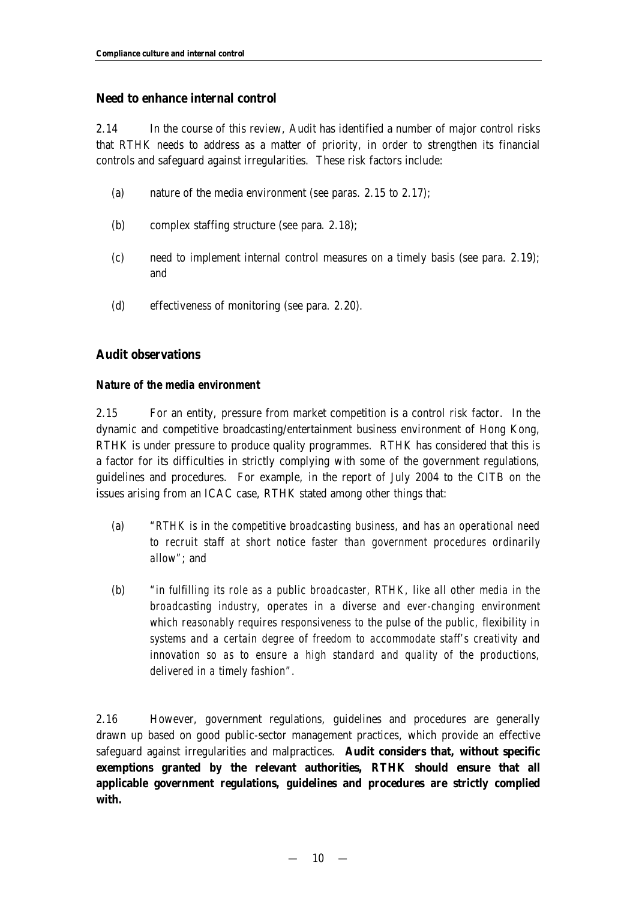## Need to enhance internal control

2.14 In the course of this review, Audit has identified a number of major control risks that RTHK needs to address as a matter of priority, in order to strengthen its financial controls and safeguard against irregularities. These risk factors include:

(a) nature of the media environment (see paras. 2.15 to 2.17);

(b) complex staffing structure (see para. 2.18);

(c) need to implement internal control measures on a timely basis (see para. 2.19); and

(d) effectiveness of monitoring (see para. 2.20).

## Audit observations

### *Nature of the media environment*

2.15 For an entity, pressure from market competition is a control risk factor. In the dynamic and competitive broadcasting/entertainment business environment of Hong Kong, RTHK is under pressure to produce quality programmes. RTHK has considered that this is a factor for its difficulties in strictly complying with some of the government regulations, guidelines and procedures. For example, in the report of July 2004 to the CITB on the issues arising from an ICAC case, RTHK stated among other things that:

(a) *"RTHK is in the competitive broadcasting business, and has an operational need to recruit staff at short notice faster than government procedures ordinarily allow"*; and

(b) *"in fulfilling its role as a public broadcaster, RTHK, like all other media in the broadcasting industry, operates in a diverse and ever-changing environment which reasonably requires responsiveness to the pulse of the public, flexibility in systems and a certain degree of freedom to accommodate staff's creativity and innovation so as to ensure a high standard and quality of the productions, delivered in a timely fashion"*.

2.16 However, government regulations, guidelines and procedures are generally drawn up based on good public-sector management practices, which provide an effective safeguard against irregularities and malpractices. **Audit considers that, without specific exemptions granted by the relevant authorities, RTHK should ensure that all applicable government regulations, guidelines and procedures are strictly complied with.**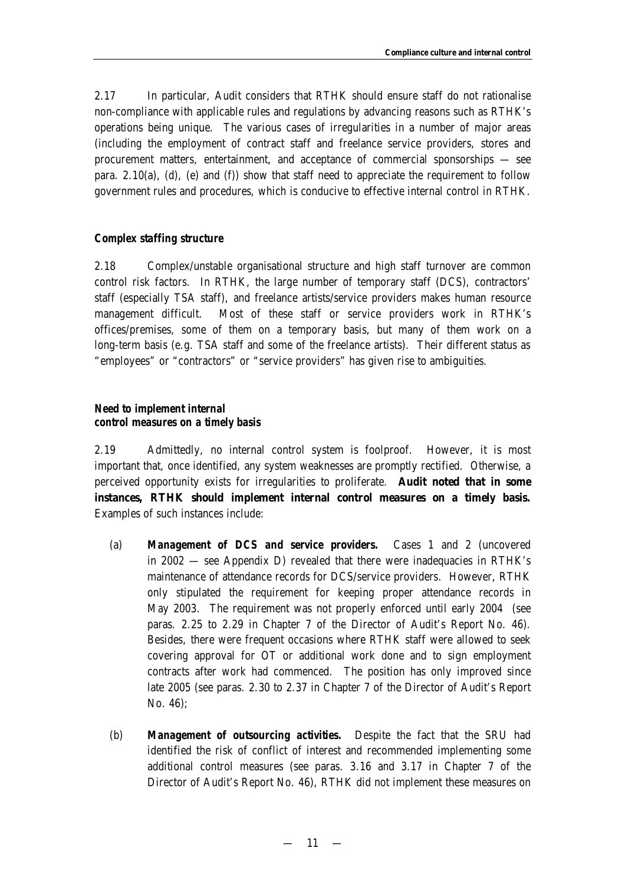2.17 In particular, Audit considers that RTHK should ensure staff do not rationalise non-compliance with applicable rules and regulations by advancing reasons such as RTHK's operations being unique. The various cases of irregularities in a number of major areas (including the employment of contract staff and freelance service providers, stores and procurement matters, entertainment, and acceptance of commercial sponsorships — see para. 2.10(a), (d), (e) and (f)) show that staff need to appreciate the requirement to follow government rules and procedures, which is conducive to effective internal control in RTHK.

### *Complex staffing structure*

2.18 Complex/unstable organisational structure and high staff turnover are common control risk factors. In RTHK, the large number of temporary staff (DCS), contractors' staff (especially TSA staff), and freelance artists/service providers makes human resource management difficult. Most of these staff or service providers work in RTHK's offices/premises, some of them on a temporary basis, but many of them work on a long-term basis (e.g. TSA staff and some of the freelance artists). Their different status as "employees" or "contractors" or "service providers" has given rise to ambiguities.

### *Need to implement internal control measures on a timely basis*

2.19 Admittedly, no internal control system is foolproof. However, it is most important that, once identified, any system weaknesses are promptly rectified. Otherwise, a perceived opportunity exists for irregularities to proliferate. **Audit noted that in some instances, RTHK should implement internal control measures on a timely basis.** Examples of such instances include:

(a) ***Management of DCS and service providers.*** Cases 1 and 2 (uncovered in 2002 — see Appendix D) revealed that there were inadequacies in RTHK's maintenance of attendance records for DCS/service providers. However, RTHK only stipulated the requirement for keeping proper attendance records in May 2003. The requirement was not properly enforced until early 2004 (see paras. 2.25 to 2.29 in Chapter 7 of the Director of Audit's Report No. 46). Besides, there were frequent occasions where RTHK staff were allowed to seek covering approval for OT or additional work done and to sign employment contracts after work had commenced. The position has only improved since late 2005 (see paras. 2.30 to 2.37 in Chapter 7 of the Director of Audit's Report No. 46);

(b) ***Management of outsourcing activities.*** Despite the fact that the SRU had identified the risk of conflict of interest and recommended implementing some additional control measures (see paras. 3.16 and 3.17 in Chapter 7 of the Director of Audit's Report No. 46), RTHK did not implement these measures on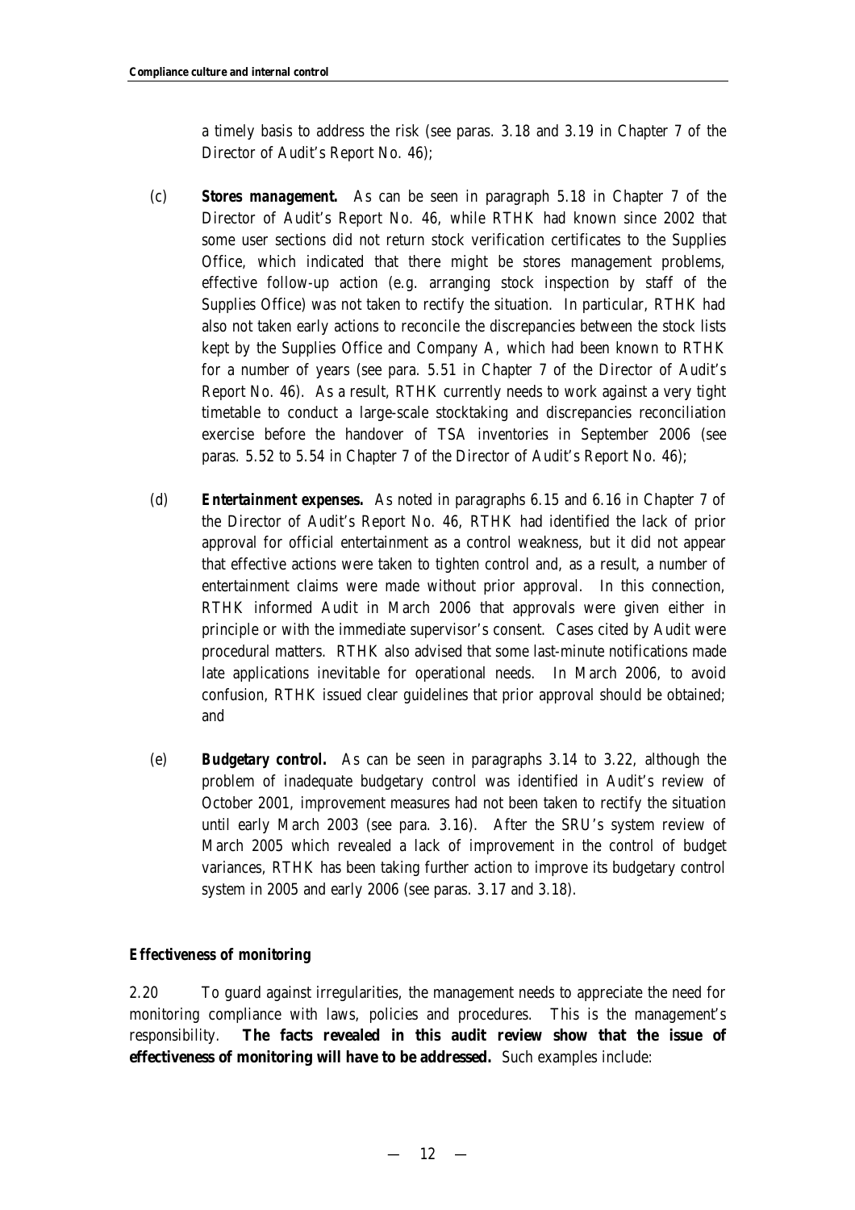a timely basis to address the risk (see paras. 3.18 and 3.19 in Chapter 7 of the Director of Audit's Report No. 46);

(c) ***Stores management.*** As can be seen in paragraph 5.18 in Chapter 7 of the Director of Audit's Report No. 46, while RTHK had known since 2002 that some user sections did not return stock verification certificates to the Supplies Office, which indicated that there might be stores management problems, effective follow-up action (e.g. arranging stock inspection by staff of the Supplies Office) was not taken to rectify the situation. In particular, RTHK had also not taken early actions to reconcile the discrepancies between the stock lists kept by the Supplies Office and Company A, which had been known to RTHK for a number of years (see para. 5.51 in Chapter 7 of the Director of Audit's Report No. 46). As a result, RTHK currently needs to work against a very tight timetable to conduct a large-scale stocktaking and discrepancies reconciliation exercise before the handover of TSA inventories in September 2006 (see paras. 5.52 to 5.54 in Chapter 7 of the Director of Audit's Report No. 46);

(d) ***Entertainment expenses.*** As noted in paragraphs 6.15 and 6.16 in Chapter 7 of the Director of Audit's Report No. 46, RTHK had identified the lack of prior approval for official entertainment as a control weakness, but it did not appear that effective actions were taken to tighten control and, as a result, a number of entertainment claims were made without prior approval. In this connection, RTHK informed Audit in March 2006 that approvals were given either in principle or with the immediate supervisor's consent. Cases cited by Audit were procedural matters. RTHK also advised that some last-minute notifications made late applications inevitable for operational needs. In March 2006, to avoid confusion, RTHK issued clear guidelines that prior approval should be obtained; and

(e) ***Budgetary control.*** As can be seen in paragraphs 3.14 to 3.22, although the problem of inadequate budgetary control was identified in Audit's review of October 2001, improvement measures had not been taken to rectify the situation until early March 2003 (see para. 3.16). After the SRU's system review of March 2005 which revealed a lack of improvement in the control of budget variances, RTHK has been taking further action to improve its budgetary control system in 2005 and early 2006 (see paras. 3.17 and 3.18).

### *Effectiveness of monitoring*

2.20 To guard against irregularities, the management needs to appreciate the need for monitoring compliance with laws, policies and procedures. This is the management's responsibility. **The facts revealed in this audit review show that the issue of effectiveness of monitoring will have to be addressed.** Such examples include: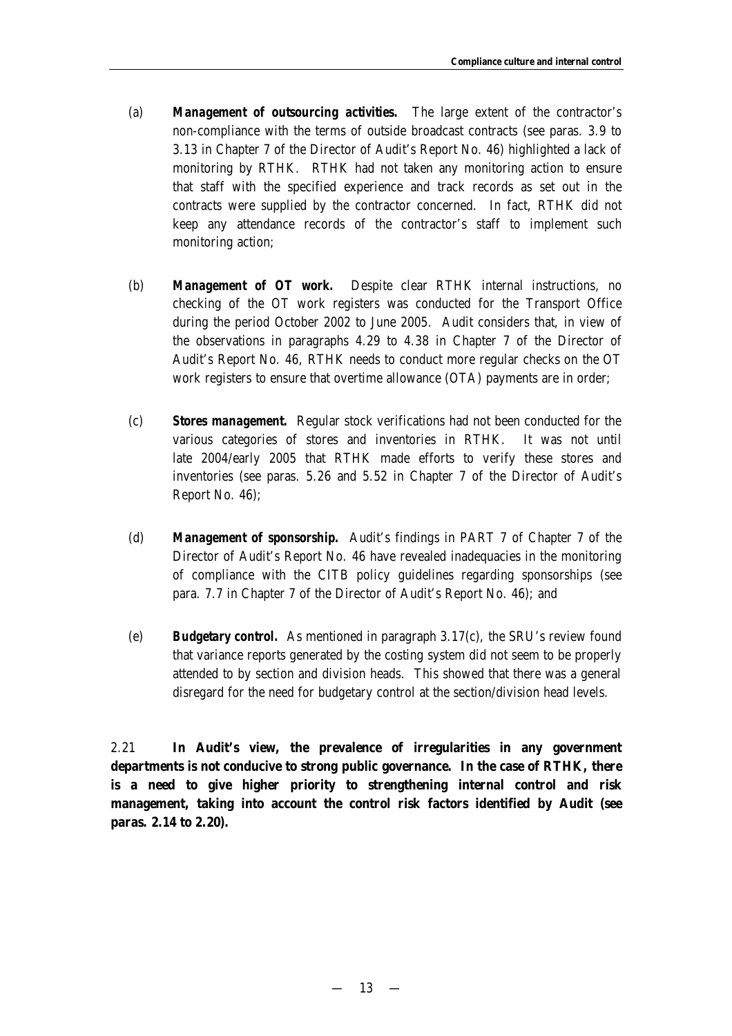(a) **Management of outsourcing activities.** The large extent of the contractor's non-compliance with the terms of outside broadcast contracts (see paras. 3.9 to 3.13 in Chapter 7 of the Director of Audit's Report No. 46) highlighted a lack of monitoring by RTHK. RTHK had not taken any monitoring action to ensure that staff with the specified experience and track records as set out in the contracts were supplied by the contractor concerned. In fact, RTHK did not keep any attendance records of the contractor's staff to implement such monitoring action;

(b) **Management of OT work.** Despite clear RTHK internal instructions, no checking of the OT work registers was conducted for the Transport Office during the period October 2002 to June 2005. Audit considers that, in view of the observations in paragraphs 4.29 to 4.38 in Chapter 7 of the Director of Audit's Report No. 46, RTHK needs to conduct more regular checks on the OT work registers to ensure that overtime allowance (OTA) payments are in order;

(c) **Stores management.** Regular stock verifications had not been conducted for the various categories of stores and inventories in RTHK. It was not until late 2004/early 2005 that RTHK made efforts to verify these stores and inventories (see paras. 5.26 and 5.52 in Chapter 7 of the Director of Audit's Report No. 46);

(d) **Management of sponsorship.** Audit's findings in PART 7 of Chapter 7 of the Director of Audit's Report No. 46 have revealed inadequacies in the monitoring of compliance with the CITB policy guidelines regarding sponsorships (see para. 7.7 in Chapter 7 of the Director of Audit's Report No. 46); and

(e) **Budgetary control.** As mentioned in paragraph 3.17(c), the SRU's review found that variance reports generated by the costing system did not seem to be properly attended to by section and division heads. This showed that there was a general disregard for the need for budgetary control at the section/division head levels.

2.21 **In Audit's view, the prevalence of irregularities in any government departments is not conducive to strong public governance. In the case of RTHK, there is a need to give higher priority to strengthening internal control and risk management, taking into account the control risk factors identified by Audit (see paras. 2.14 to 2.20).**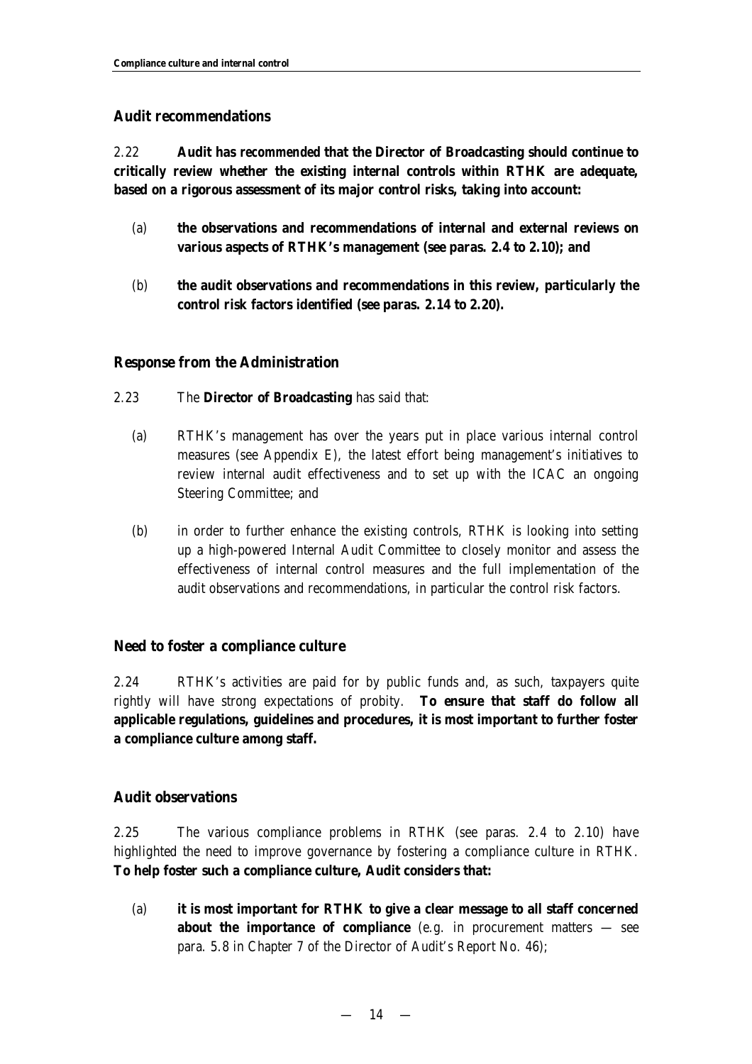### Audit recommendations

2.22 **Audit has *recommended* that the Director of Broadcasting should continue to critically review whether the existing internal controls within RTHK are adequate, based on a rigorous assessment of its major control risks, taking into account:**

- (a) **the observations and recommendations of internal and external reviews on various aspects of RTHK's management (see paras. 2.4 to 2.10); and**

- (b) **the audit observations and recommendations in this review, particularly the control risk factors identified (see paras. 2.14 to 2.20).**

### Response from the Administration

2.23 The **Director of Broadcasting** has said that:

- (a) RTHK's management has over the years put in place various internal control measures (see Appendix E), the latest effort being management's initiatives to review internal audit effectiveness and to set up with the ICAC an ongoing Steering Committee; and

- (b) in order to further enhance the existing controls, RTHK is looking into setting up a high-powered Internal Audit Committee to closely monitor and assess the effectiveness of internal control measures and the full implementation of the audit observations and recommendations, in particular the control risk factors.

## Need to foster a compliance culture

2.24 RTHK's activities are paid for by public funds and, as such, taxpayers quite rightly will have strong expectations of probity. **To ensure that staff do follow all applicable regulations, guidelines and procedures, it is most important to further foster a compliance culture among staff.**

### Audit observations

2.25 The various compliance problems in RTHK (see paras. 2.4 to 2.10) have highlighted the need to improve governance by fostering a compliance culture in RTHK. **To help foster such a compliance culture, Audit considers that:**

- (a) **it is most important for RTHK to give a clear message to all staff concerned about the importance of compliance** (e.g. in procurement matters — see para. 5.8 in Chapter 7 of the Director of Audit's Report No. 46);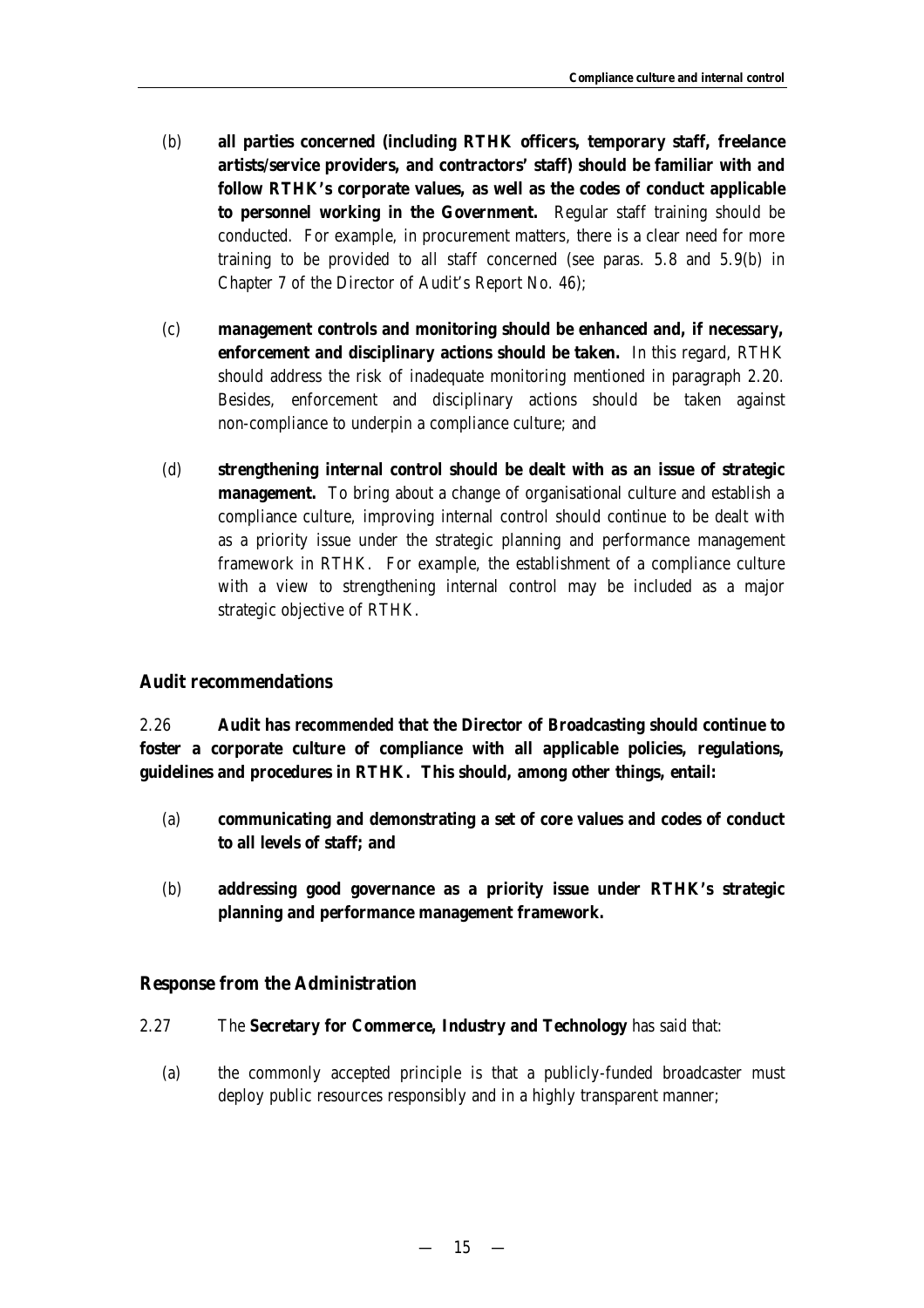(b) **all parties concerned (including RTHK officers, temporary staff, freelance artists/service providers, and contractors' staff) should be familiar with and follow RTHK's corporate values, as well as the codes of conduct applicable to personnel working in the Government.** Regular staff training should be conducted. For example, in procurement matters, there is a clear need for more training to be provided to all staff concerned (see paras. 5.8 and 5.9(b) in Chapter 7 of the Director of Audit's Report No. 46);

(c) **management controls and monitoring should be enhanced and, if necessary, enforcement and disciplinary actions should be taken.** In this regard, RTHK should address the risk of inadequate monitoring mentioned in paragraph 2.20. Besides, enforcement and disciplinary actions should be taken against non-compliance to underpin a compliance culture; and

(d) **strengthening internal control should be dealt with as an issue of strategic management.** To bring about a change of organisational culture and establish a compliance culture, improving internal control should continue to be dealt with as a priority issue under the strategic planning and performance management framework in RTHK. For example, the establishment of a compliance culture with a view to strengthening internal control may be included as a major strategic objective of RTHK.

## Audit recommendations

2.26 **Audit has *recommended* that the Director of Broadcasting should continue to foster a corporate culture of compliance with all applicable policies, regulations, guidelines and procedures in RTHK. This should, among other things, entail:**

(a) **communicating and demonstrating a set of core values and codes of conduct to all levels of staff; and**

(b) **addressing good governance as a priority issue under RTHK's strategic planning and performance management framework.**

## Response from the Administration

2.27 The **Secretary for Commerce, Industry and Technology** has said that:

(a) the commonly accepted principle is that a publicly-funded broadcaster must deploy public resources responsibly and in a highly transparent manner;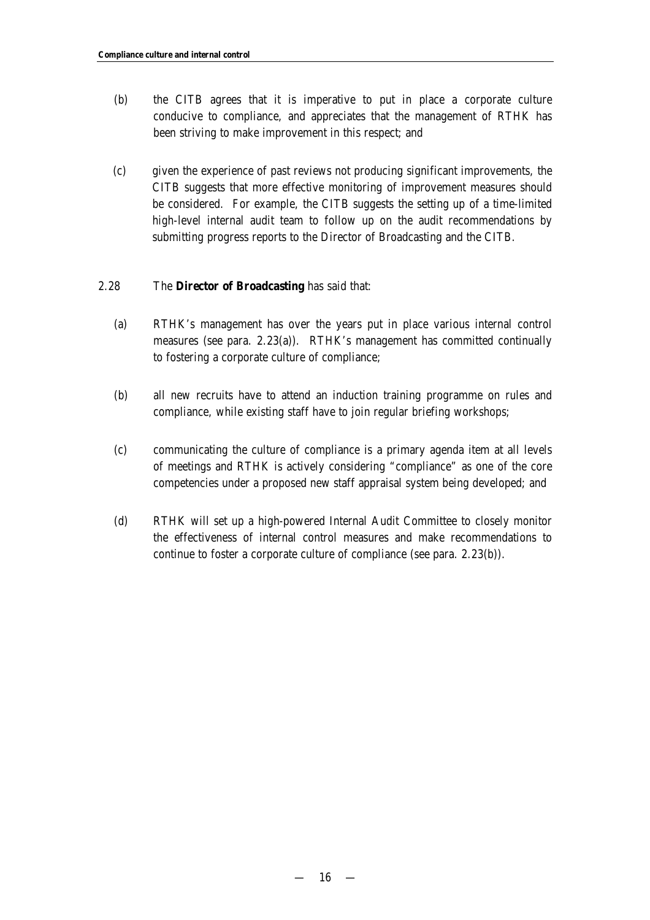(b) the CITB agrees that it is imperative to put in place a corporate culture conducive to compliance, and appreciates that the management of RTHK has been striving to make improvement in this respect; and

(c) given the experience of past reviews not producing significant improvements, the CITB suggests that more effective monitoring of improvement measures should be considered. For example, the CITB suggests the setting up of a time-limited high-level internal audit team to follow up on the audit recommendations by submitting progress reports to the Director of Broadcasting and the CITB.

2.28 The **Director of Broadcasting** has said that:

(a) RTHK's management has over the years put in place various internal control measures (see para. 2.23(a)). RTHK's management has committed continually to fostering a corporate culture of compliance;

(b) all new recruits have to attend an induction training programme on rules and compliance, while existing staff have to join regular briefing workshops;

(c) communicating the culture of compliance is a primary agenda item at all levels of meetings and RTHK is actively considering "compliance" as one of the core competencies under a proposed new staff appraisal system being developed; and

(d) RTHK will set up a high-powered Internal Audit Committee to closely monitor the effectiveness of internal control measures and make recommendations to continue to foster a corporate culture of compliance (see para. 2.23(b)).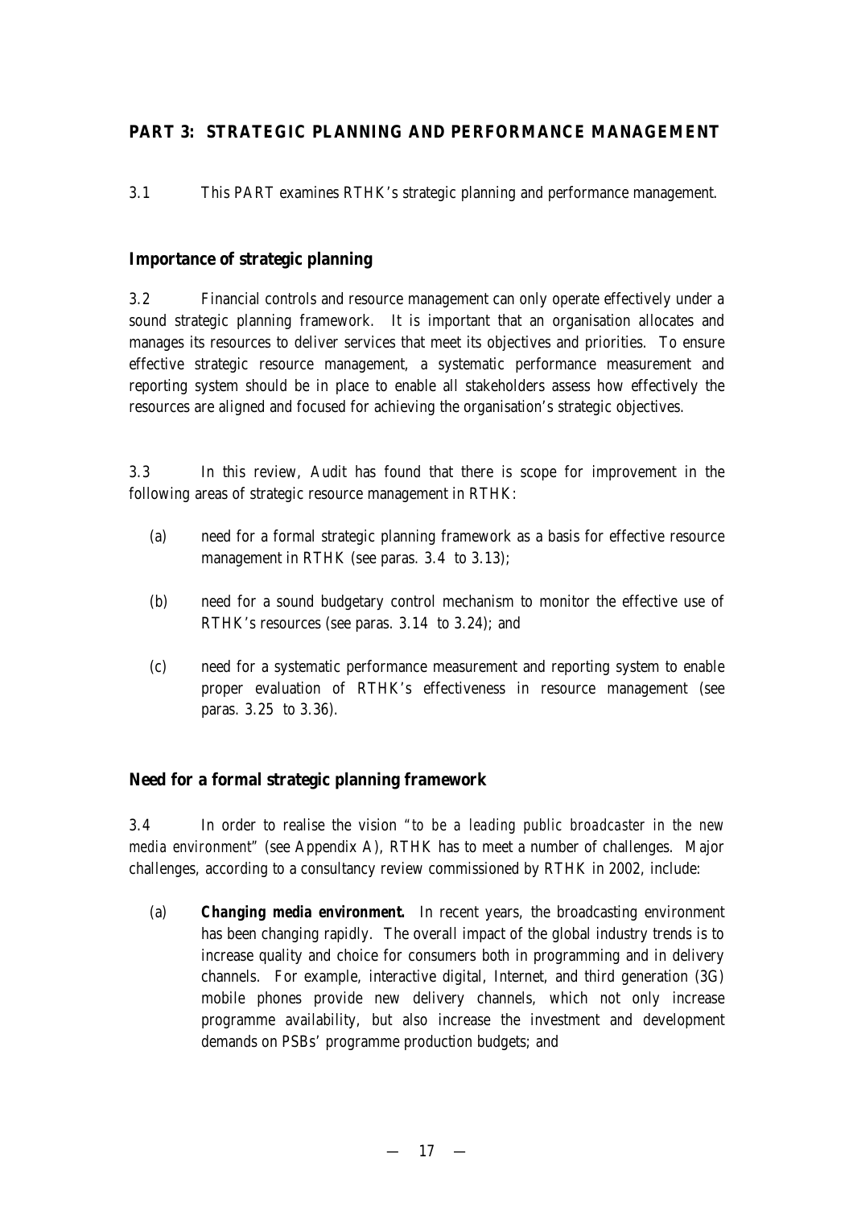## PART 3: STRATEGIC PLANNING AND PERFORMANCE MANAGEMENT

3.1 This PART examines RTHK's strategic planning and performance management.

### Importance of strategic planning

3.2 Financial controls and resource management can only operate effectively under a sound strategic planning framework. It is important that an organisation allocates and manages its resources to deliver services that meet its objectives and priorities. To ensure effective strategic resource management, a systematic performance measurement and reporting system should be in place to enable all stakeholders assess how effectively the resources are aligned and focused for achieving the organisation's strategic objectives.

3.3 In this review, Audit has found that there is scope for improvement in the following areas of strategic resource management in RTHK:

(a) need for a formal strategic planning framework as a basis for effective resource management in RTHK (see paras. 3.4 to 3.13);

(b) need for a sound budgetary control mechanism to monitor the effective use of RTHK's resources (see paras. 3.14 to 3.24); and

(c) need for a systematic performance measurement and reporting system to enable proper evaluation of RTHK's effectiveness in resource management (see paras. 3.25 to 3.36).

### Need for a formal strategic planning framework

3.4 In order to realise the vision "*to be a leading public broadcaster in the new media environment*" (see Appendix A), RTHK has to meet a number of challenges. Major challenges, according to a consultancy review commissioned by RTHK in 2002, include:

(a) ***Changing media environment.*** In recent years, the broadcasting environment has been changing rapidly. The overall impact of the global industry trends is to increase quality and choice for consumers both in programming and in delivery channels. For example, interactive digital, Internet, and third generation (3G) mobile phones provide new delivery channels, which not only increase programme availability, but also increase the investment and development demands on PSBs' programme production budgets; and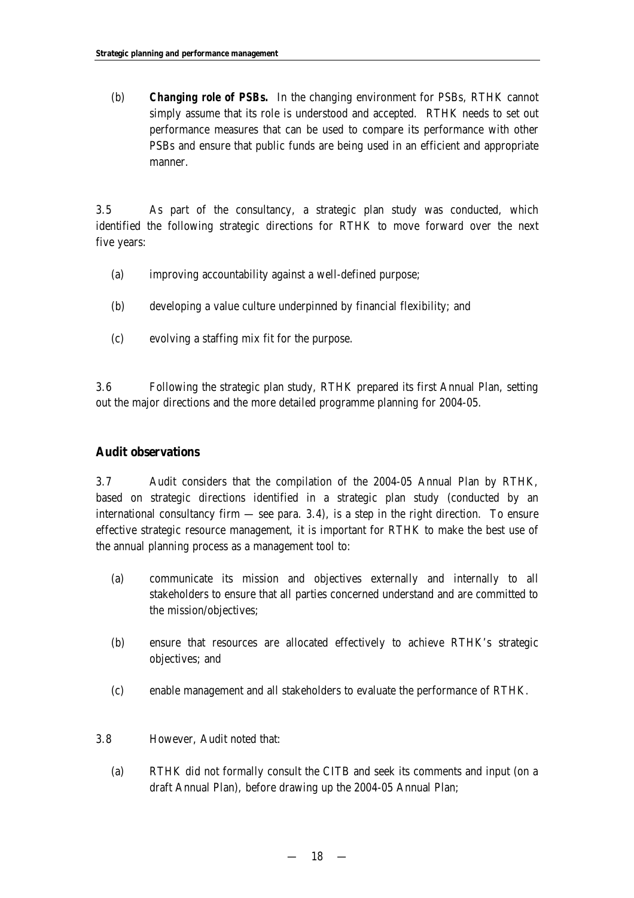(b) **Changing role of PSBs.** In the changing environment for PSBs, RTHK cannot simply assume that its role is understood and accepted. RTHK needs to set out performance measures that can be used to compare its performance with other PSBs and ensure that public funds are being used in an efficient and appropriate manner.

3.5 As part of the consultancy, a strategic plan study was conducted, which identified the following strategic directions for RTHK to move forward over the next five years:

(a) improving accountability against a well-defined purpose;

(b) developing a value culture underpinned by financial flexibility; and

(c) evolving a staffing mix fit for the purpose.

3.6 Following the strategic plan study, RTHK prepared its first Annual Plan, setting out the major directions and the more detailed programme planning for 2004-05.

## Audit observations

3.7 Audit considers that the compilation of the 2004-05 Annual Plan by RTHK, based on strategic directions identified in a strategic plan study (conducted by an international consultancy firm — see para. 3.4), is a step in the right direction. To ensure effective strategic resource management, it is important for RTHK to make the best use of the annual planning process as a management tool to:

(a) communicate its mission and objectives externally and internally to all stakeholders to ensure that all parties concerned understand and are committed to the mission/objectives;

(b) ensure that resources are allocated effectively to achieve RTHK's strategic objectives; and

(c) enable management and all stakeholders to evaluate the performance of RTHK.

3.8 However, Audit noted that:

(a) RTHK did not formally consult the CITB and seek its comments and input (on a draft Annual Plan), before drawing up the 2004-05 Annual Plan;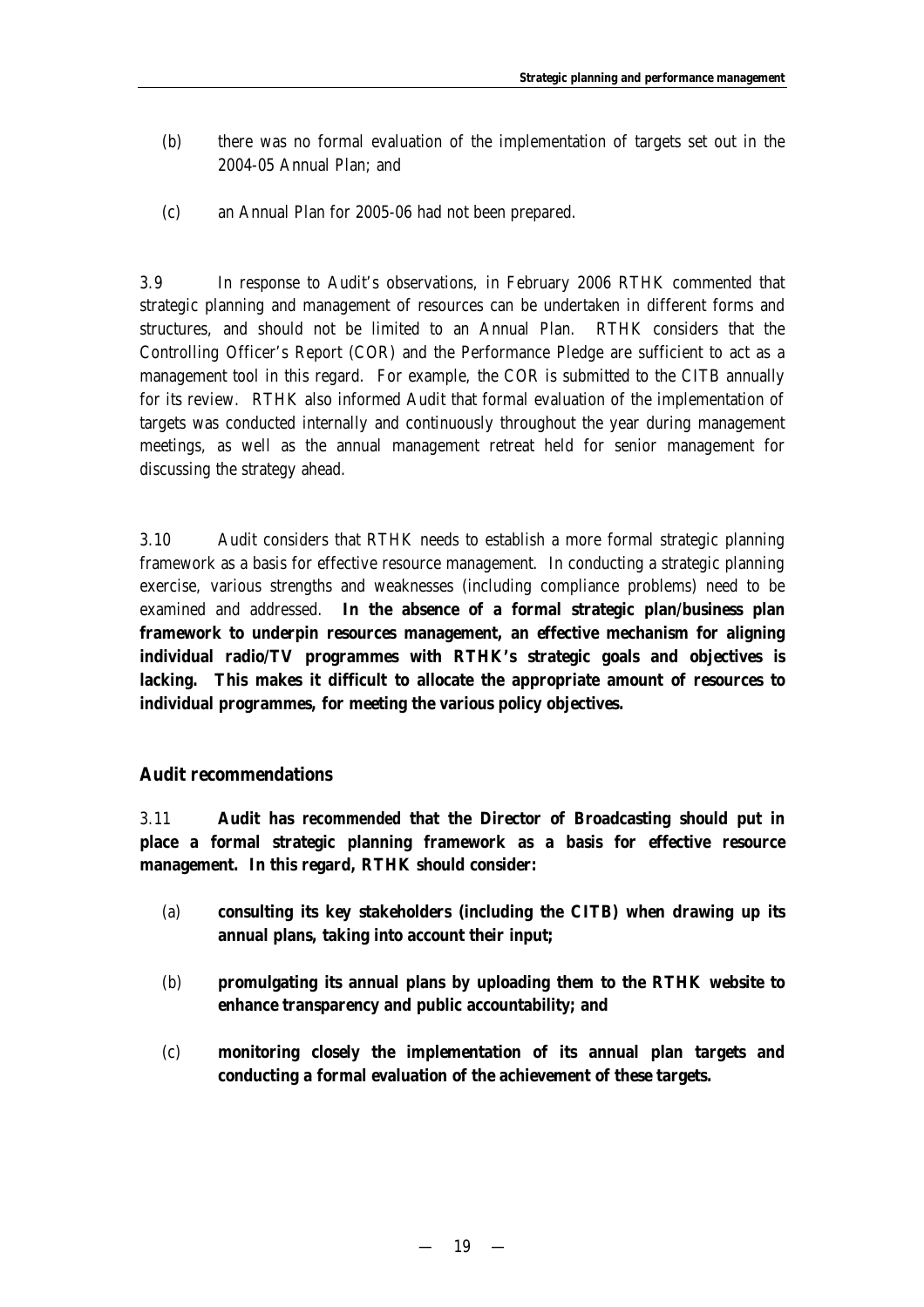(b) there was no formal evaluation of the implementation of targets set out in the 2004-05 Annual Plan; and

(c) an Annual Plan for 2005-06 had not been prepared.

3.9 In response to Audit's observations, in February 2006 RTHK commented that strategic planning and management of resources can be undertaken in different forms and structures, and should not be limited to an Annual Plan. RTHK considers that the Controlling Officer's Report (COR) and the Performance Pledge are sufficient to act as a management tool in this regard. For example, the COR is submitted to the CITB annually for its review. RTHK also informed Audit that formal evaluation of the implementation of targets was conducted internally and continuously throughout the year during management meetings, as well as the annual management retreat held for senior management for discussing the strategy ahead.

3.10 Audit considers that RTHK needs to establish a more formal strategic planning framework as a basis for effective resource management. In conducting a strategic planning exercise, various strengths and weaknesses (including compliance problems) need to be examined and addressed. **In the absence of a formal strategic plan/business plan framework to underpin resources management, an effective mechanism for aligning individual radio/TV programmes with RTHK's strategic goals and objectives is lacking. This makes it difficult to allocate the appropriate amount of resources to individual programmes, for meeting the various policy objectives.**

## Audit recommendations

3.11 **Audit has *recommended* that the Director of Broadcasting should put in place a formal strategic planning framework as a basis for effective resource management. In this regard, RTHK should consider:**

(a) **consulting its key stakeholders (including the CITB) when drawing up its annual plans, taking into account their input;**

(b) **promulgating its annual plans by uploading them to the RTHK website to enhance transparency and public accountability; and**

(c) **monitoring closely the implementation of its annual plan targets and conducting a formal evaluation of the achievement of these targets.**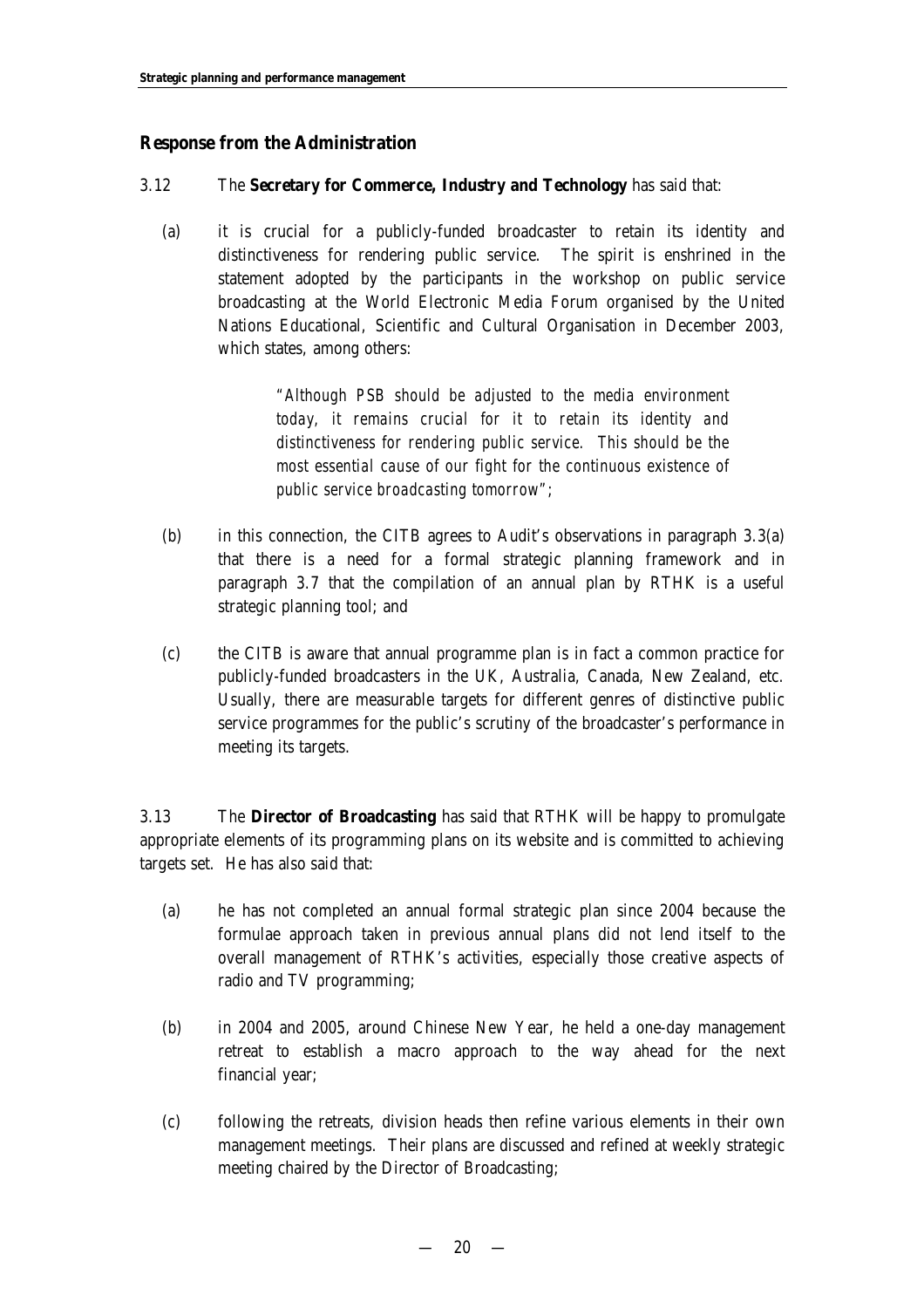## Response from the Administration

3.12 The **Secretary for Commerce, Industry and Technology** has said that:

(a) it is crucial for a publicly-funded broadcaster to retain its identity and distinctiveness for rendering public service. The spirit is enshrined in the statement adopted by the participants in the workshop on public service broadcasting at the World Electronic Media Forum organised by the United Nations Educational, Scientific and Cultural Organisation in December 2003, which states, among others:

> *"Although PSB should be adjusted to the media environment today, it remains crucial for it to retain its identity and distinctiveness for rendering public service. This should be the most essential cause of our fight for the continuous existence of public service broadcasting tomorrow"*;

(b) in this connection, the CITB agrees to Audit's observations in paragraph 3.3(a) that there is a need for a formal strategic planning framework and in paragraph 3.7 that the compilation of an annual plan by RTHK is a useful strategic planning tool; and

(c) the CITB is aware that annual programme plan is in fact a common practice for publicly-funded broadcasters in the UK, Australia, Canada, New Zealand, etc. Usually, there are measurable targets for different genres of distinctive public service programmes for the public's scrutiny of the broadcaster's performance in meeting its targets.

3.13 The **Director of Broadcasting** has said that RTHK will be happy to promulgate appropriate elements of its programming plans on its website and is committed to achieving targets set. He has also said that:

(a) he has not completed an annual formal strategic plan since 2004 because the formulae approach taken in previous annual plans did not lend itself to the overall management of RTHK's activities, especially those creative aspects of radio and TV programming;

(b) in 2004 and 2005, around Chinese New Year, he held a one-day management retreat to establish a macro approach to the way ahead for the next financial year;

(c) following the retreats, division heads then refine various elements in their own management meetings. Their plans are discussed and refined at weekly strategic meeting chaired by the Director of Broadcasting;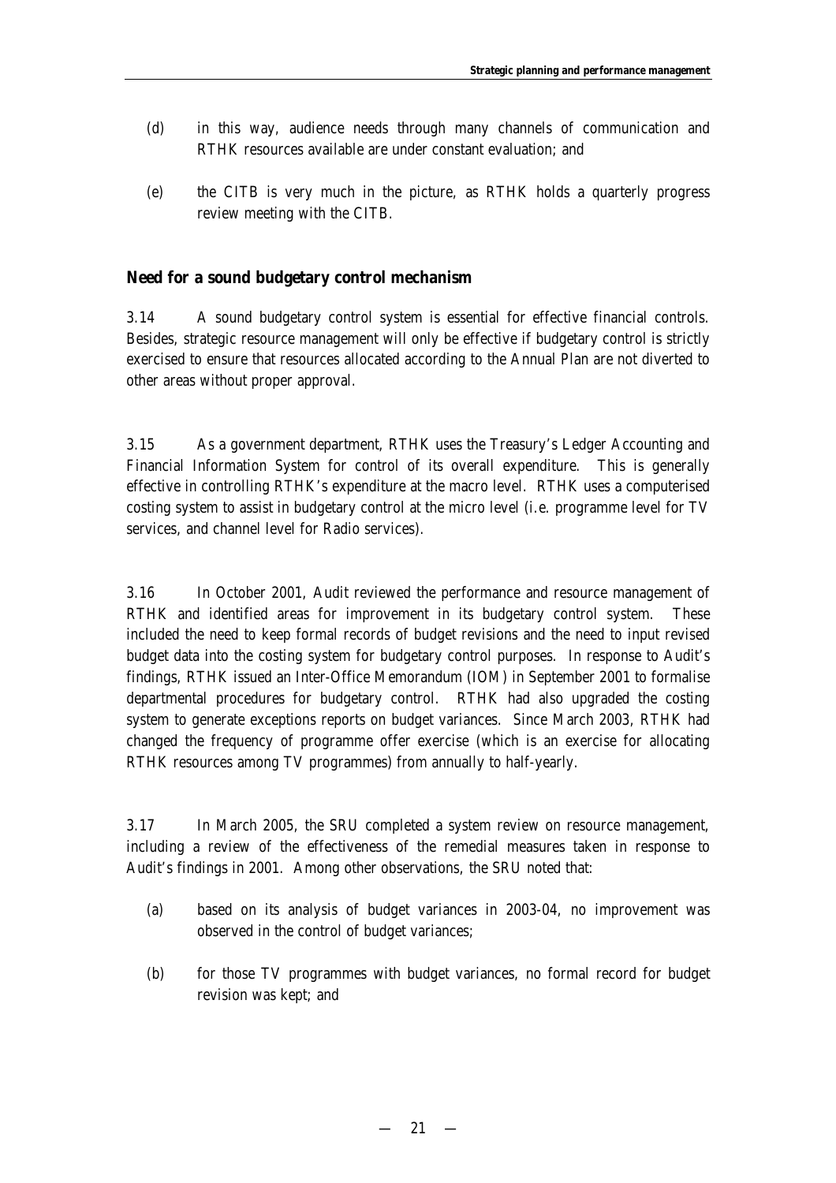(d) in this way, audience needs through many channels of communication and RTHK resources available are under constant evaluation; and

(e) the CITB is very much in the picture, as RTHK holds a quarterly progress review meeting with the CITB.

## Need for a sound budgetary control mechanism

3.14 A sound budgetary control system is essential for effective financial controls. Besides, strategic resource management will only be effective if budgetary control is strictly exercised to ensure that resources allocated according to the Annual Plan are not diverted to other areas without proper approval.

3.15 As a government department, RTHK uses the Treasury's Ledger Accounting and Financial Information System for control of its overall expenditure. This is generally effective in controlling RTHK's expenditure at the macro level. RTHK uses a computerised costing system to assist in budgetary control at the micro level (i.e. programme level for TV services, and channel level for Radio services).

3.16 In October 2001, Audit reviewed the performance and resource management of RTHK and identified areas for improvement in its budgetary control system. These included the need to keep formal records of budget revisions and the need to input revised budget data into the costing system for budgetary control purposes. In response to Audit's findings, RTHK issued an Inter-Office Memorandum (IOM) in September 2001 to formalise departmental procedures for budgetary control. RTHK had also upgraded the costing system to generate exceptions reports on budget variances. Since March 2003, RTHK had changed the frequency of programme offer exercise (which is an exercise for allocating RTHK resources among TV programmes) from annually to half-yearly.

3.17 In March 2005, the SRU completed a system review on resource management, including a review of the effectiveness of the remedial measures taken in response to Audit's findings in 2001. Among other observations, the SRU noted that:

(a) based on its analysis of budget variances in 2003-04, no improvement was observed in the control of budget variances;

(b) for those TV programmes with budget variances, no formal record for budget revision was kept; and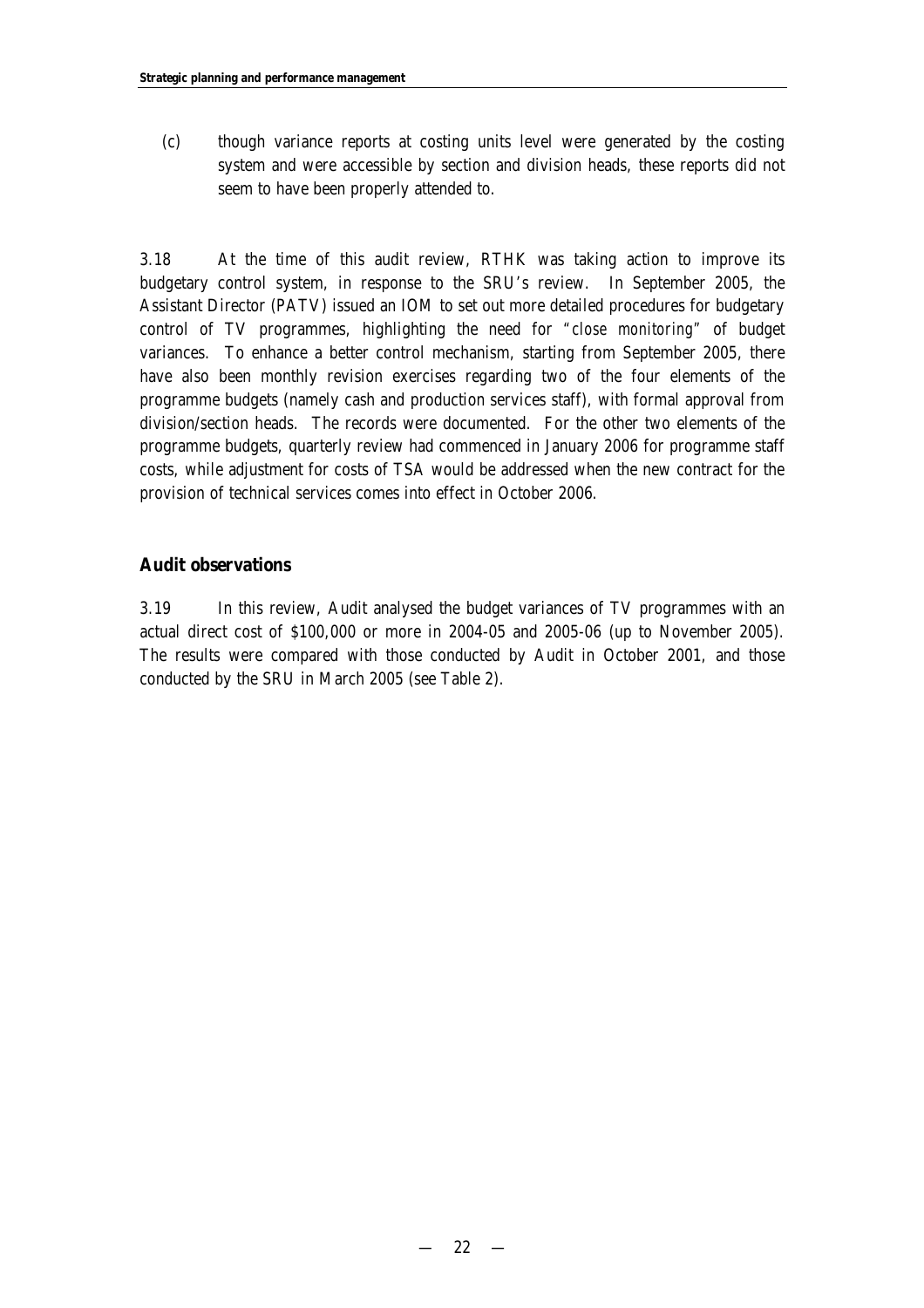(c) though variance reports at costing units level were generated by the costing system and were accessible by section and division heads, these reports did not seem to have been properly attended to.

3.18 At the time of this audit review, RTHK was taking action to improve its budgetary control system, in response to the SRU's review. In September 2005, the Assistant Director (PATV) issued an IOM to set out more detailed procedures for budgetary control of TV programmes, highlighting the need for "*close monitoring*" of budget variances. To enhance a better control mechanism, starting from September 2005, there have also been monthly revision exercises regarding two of the four elements of the programme budgets (namely cash and production services staff), with formal approval from division/section heads. The records were documented. For the other two elements of the programme budgets, quarterly review had commenced in January 2006 for programme staff costs, while adjustment for costs of TSA would be addressed when the new contract for the provision of technical services comes into effect in October 2006.

## Audit observations

3.19 In this review, Audit analysed the budget variances of TV programmes with an actual direct cost of $100,000 or more in 2004-05 and 2005-06 (up to November 2005). The results were compared with those conducted by Audit in October 2001, and those conducted by the SRU in March 2005 (see Table 2).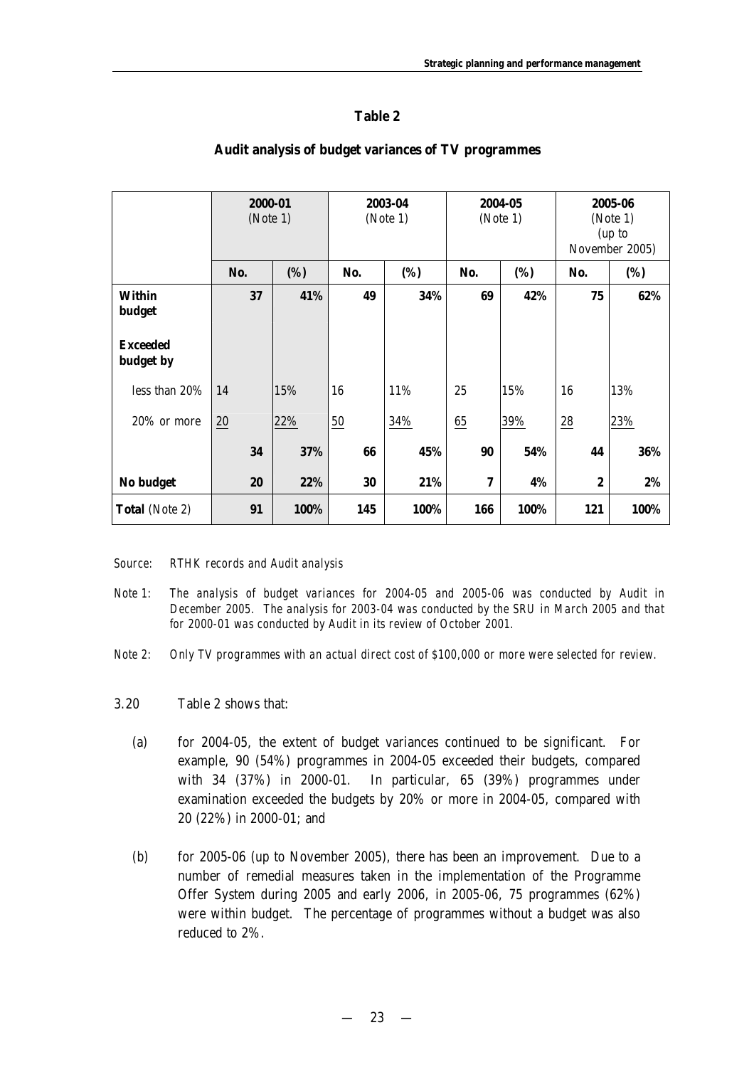**Table 2**

**Audit analysis of budget variances of TV programmes**

| | 2000-01 (Note 1) | | 2003-04 (Note 1) | | 2004-05 (Note 1) | | 2005-06 (Note 1) (up to November 2005) | |
|---|---|---|---|---|---|---|---|---|
| | **No.** | **(%)** | **No.** | **(%)** | **No.** | **(%)** | **No.** | **(%)** |
| **Within budget** | **37** | **41%** | **49** | **34%** | **69** | **42%** | **75** | **62%** |
| **Exceeded budget by** | | | | | | | | |
| less than 20% | 14 | 15% | 16 | 11% | 25 | 15% | 16 | 13% |
| 20% or more | 20 | 22% | 50 | 34% | 65 | 39% | 28 | 23% |
| | **34** | **37%** | **66** | **45%** | **90** | **54%** | **44** | **36%** |
| **No budget** | **20** | **22%** | **30** | **21%** | **7** | **4%** | **2** | **2%** |
| **Total** (Note 2) | **91** | **100%** | **145** | **100%** | **166** | **100%** | **121** | **100%** |

*Source: RTHK records and Audit analysis*

*Note 1: The analysis of budget variances for 2004-05 and 2005-06 was conducted by Audit in December 2005. The analysis for 2003-04 was conducted by the SRU in March 2005 and that for 2000-01 was conducted by Audit in its review of October 2001.*

*Note 2: Only TV programmes with an actual direct cost of $100,000 or more were selected for review.*

3.20 Table 2 shows that:

(a) for 2004-05, the extent of budget variances continued to be significant. For example, 90 (54%) programmes in 2004-05 exceeded their budgets, compared with 34 (37%) in 2000-01. In particular, 65 (39%) programmes under examination exceeded the budgets by 20% or more in 2004-05, compared with 20 (22%) in 2000-01; and

(b) for 2005-06 (up to November 2005), there has been an improvement. Due to a number of remedial measures taken in the implementation of the Programme Offer System during 2005 and early 2006, in 2005-06, 75 programmes (62%) were within budget. The percentage of programmes without a budget was also reduced to 2%.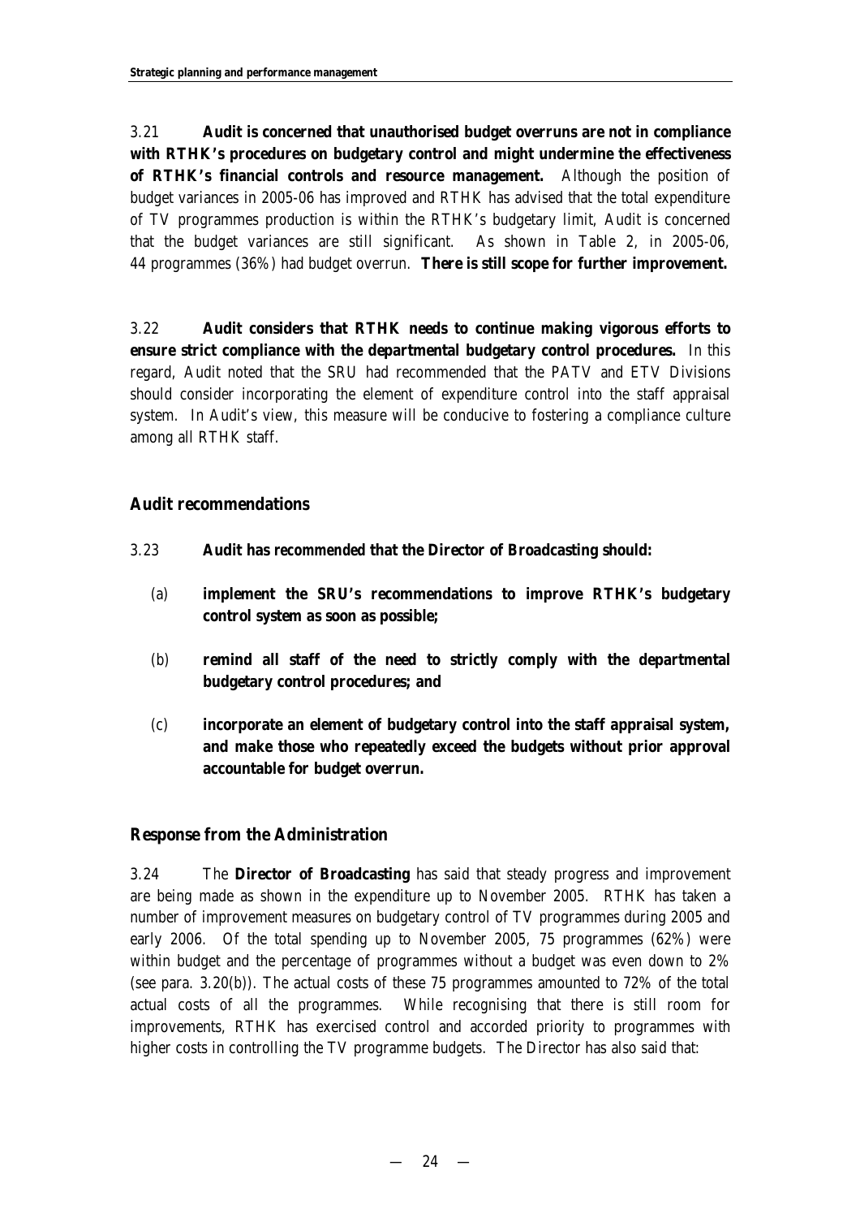3.21 **Audit is concerned that unauthorised budget overruns are not in compliance with RTHK's procedures on budgetary control and might undermine the effectiveness of RTHK's financial controls and resource management.** Although the position of budget variances in 2005-06 has improved and RTHK has advised that the total expenditure of TV programmes production is within the RTHK's budgetary limit, Audit is concerned that the budget variances are still significant. As shown in Table 2, in 2005-06, 44 programmes (36%) had budget overrun. **There is still scope for further improvement.**

3.22 **Audit considers that RTHK needs to continue making vigorous efforts to ensure strict compliance with the departmental budgetary control procedures.** In this regard, Audit noted that the SRU had recommended that the PATV and ETV Divisions should consider incorporating the element of expenditure control into the staff appraisal system. In Audit's view, this measure will be conducive to fostering a compliance culture among all RTHK staff.

## Audit recommendations

3.23 **Audit has recommended that the Director of Broadcasting should:**

(a) **implement the SRU's recommendations to improve RTHK's budgetary control system as soon as possible;**

(b) **remind all staff of the need to strictly comply with the departmental budgetary control procedures; and**

(c) **incorporate an element of budgetary control into the staff appraisal system, and make those who repeatedly exceed the budgets without prior approval accountable for budget overrun.**

## Response from the Administration

3.24 The **Director of Broadcasting** has said that steady progress and improvement are being made as shown in the expenditure up to November 2005. RTHK has taken a number of improvement measures on budgetary control of TV programmes during 2005 and early 2006. Of the total spending up to November 2005, 75 programmes (62%) were within budget and the percentage of programmes without a budget was even down to 2% (see para. 3.20(b)). The actual costs of these 75 programmes amounted to 72% of the total actual costs of all the programmes. While recognising that there is still room for improvements, RTHK has exercised control and accorded priority to programmes with higher costs in controlling the TV programme budgets. The Director has also said that: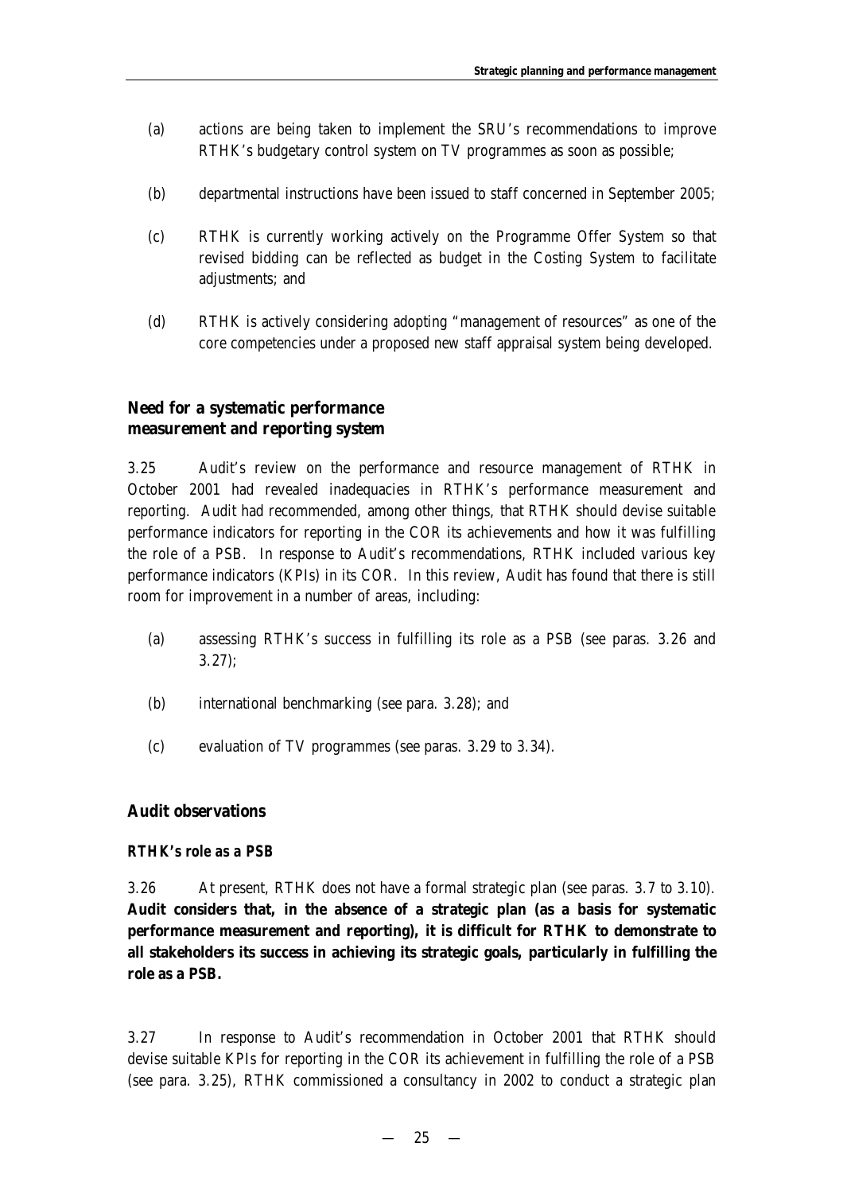(a) actions are being taken to implement the SRU's recommendations to improve RTHK's budgetary control system on TV programmes as soon as possible;

(b) departmental instructions have been issued to staff concerned in September 2005;

(c) RTHK is currently working actively on the Programme Offer System so that revised bidding can be reflected as budget in the Costing System to facilitate adjustments; and

(d) RTHK is actively considering adopting "management of resources" as one of the core competencies under a proposed new staff appraisal system being developed.

## Need for a systematic performance measurement and reporting system

3.25 Audit's review on the performance and resource management of RTHK in October 2001 had revealed inadequacies in RTHK's performance measurement and reporting. Audit had recommended, among other things, that RTHK should devise suitable performance indicators for reporting in the COR its achievements and how it was fulfilling the role of a PSB. In response to Audit's recommendations, RTHK included various key performance indicators (KPIs) in its COR. In this review, Audit has found that there is still room for improvement in a number of areas, including:

(a) assessing RTHK's success in fulfilling its role as a PSB (see paras. 3.26 and 3.27);

(b) international benchmarking (see para. 3.28); and

(c) evaluation of TV programmes (see paras. 3.29 to 3.34).

## Audit observations

### *RTHK's role as a PSB*

3.26 At present, RTHK does not have a formal strategic plan (see paras. 3.7 to 3.10). **Audit considers that, in the absence of a strategic plan (as a basis for systematic performance measurement and reporting), it is difficult for RTHK to demonstrate to all stakeholders its success in achieving its strategic goals, particularly in fulfilling the role as a PSB.**

3.27 In response to Audit's recommendation in October 2001 that RTHK should devise suitable KPIs for reporting in the COR its achievement in fulfilling the role of a PSB (see para. 3.25), RTHK commissioned a consultancy in 2002 to conduct a strategic plan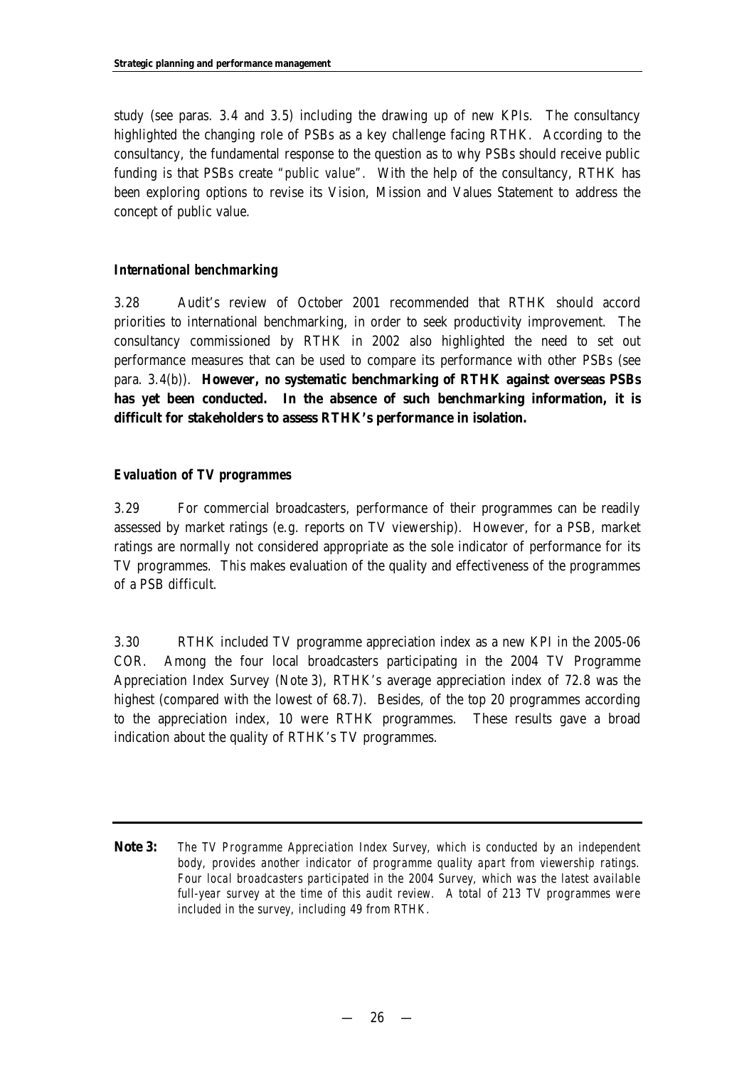study (see paras. 3.4 and 3.5) including the drawing up of new KPIs. The consultancy highlighted the changing role of PSBs as a key challenge facing RTHK. According to the consultancy, the fundamental response to the question as to why PSBs should receive public funding is that PSBs create *"public value"*. With the help of the consultancy, RTHK has been exploring options to revise its Vision, Mission and Values Statement to address the concept of public value.

### *International benchmarking*

3.28 Audit's review of October 2001 recommended that RTHK should accord priorities to international benchmarking, in order to seek productivity improvement. The consultancy commissioned by RTHK in 2002 also highlighted the need to set out performance measures that can be used to compare its performance with other PSBs (see para. 3.4(b)). **However, no systematic benchmarking of RTHK against overseas PSBs has yet been conducted. In the absence of such benchmarking information, it is difficult for stakeholders to assess RTHK's performance in isolation.**

### *Evaluation of TV programmes*

3.29 For commercial broadcasters, performance of their programmes can be readily assessed by market ratings (e.g. reports on TV viewership). However, for a PSB, market ratings are normally not considered appropriate as the sole indicator of performance for its TV programmes. This makes evaluation of the quality and effectiveness of the programmes of a PSB difficult.

3.30 RTHK included TV programme appreciation index as a new KPI in the 2005-06 COR. Among the four local broadcasters participating in the 2004 TV Programme Appreciation Index Survey (Note 3), RTHK's average appreciation index of 72.8 was the highest (compared with the lowest of 68.7). Besides, of the top 20 programmes according to the appreciation index, 10 were RTHK programmes. These results gave a broad indication about the quality of RTHK's TV programmes.

---

**Note 3:** *The TV Programme Appreciation Index Survey, which is conducted by an independent body, provides another indicator of programme quality apart from viewership ratings. Four local broadcasters participated in the 2004 Survey, which was the latest available full-year survey at the time of this audit review. A total of 213 TV programmes were included in the survey, including 49 from RTHK.*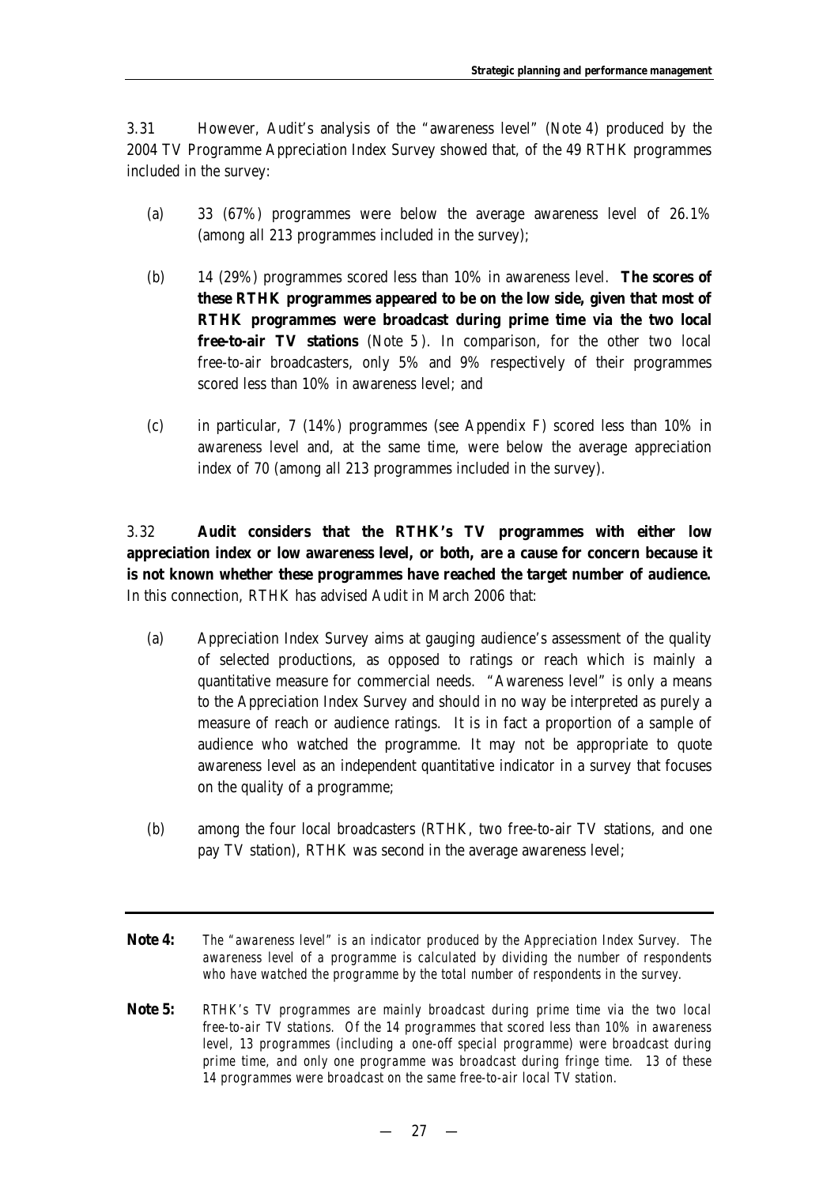3.31 However, Audit's analysis of the "awareness level" (Note 4) produced by the 2004 TV Programme Appreciation Index Survey showed that, of the 49 RTHK programmes included in the survey:

(a) 33 (67%) programmes were below the average awareness level of 26.1% (among all 213 programmes included in the survey);

(b) 14 (29%) programmes scored less than 10% in awareness level. **The scores of these RTHK programmes appeared to be on the low side, given that most of RTHK programmes were broadcast during prime time via the two local free-to-air TV stations** (Note 5). In comparison, for the other two local free-to-air broadcasters, only 5% and 9% respectively of their programmes scored less than 10% in awareness level; and

(c) in particular, 7 (14%) programmes (see Appendix F) scored less than 10% in awareness level and, at the same time, were below the average appreciation index of 70 (among all 213 programmes included in the survey).

3.32 **Audit considers that the RTHK's TV programmes with either low appreciation index or low awareness level, or both, are a cause for concern because it is not known whether these programmes have reached the target number of audience.** In this connection, RTHK has advised Audit in March 2006 that:

(a) Appreciation Index Survey aims at gauging audience's assessment of the quality of selected productions, as opposed to ratings or reach which is mainly a quantitative measure for commercial needs. "Awareness level" is only a means to the Appreciation Index Survey and should in no way be interpreted as purely a measure of reach or audience ratings. It is in fact a proportion of a sample of audience who watched the programme. It may not be appropriate to quote awareness level as an independent quantitative indicator in a survey that focuses on the quality of a programme;

(b) among the four local broadcasters (RTHK, two free-to-air TV stations, and one pay TV station), RTHK was second in the average awareness level;

---

**Note 4:** *The "awareness level" is an indicator produced by the Appreciation Index Survey. The awareness level of a programme is calculated by dividing the number of respondents who have watched the programme by the total number of respondents in the survey.*

**Note 5:** *RTHK's TV programmes are mainly broadcast during prime time via the two local free-to-air TV stations. Of the 14 programmes that scored less than 10% in awareness level, 13 programmes (including a one-off special programme) were broadcast during prime time, and only one programme was broadcast during fringe time. 13 of these 14 programmes were broadcast on the same free-to-air local TV station.*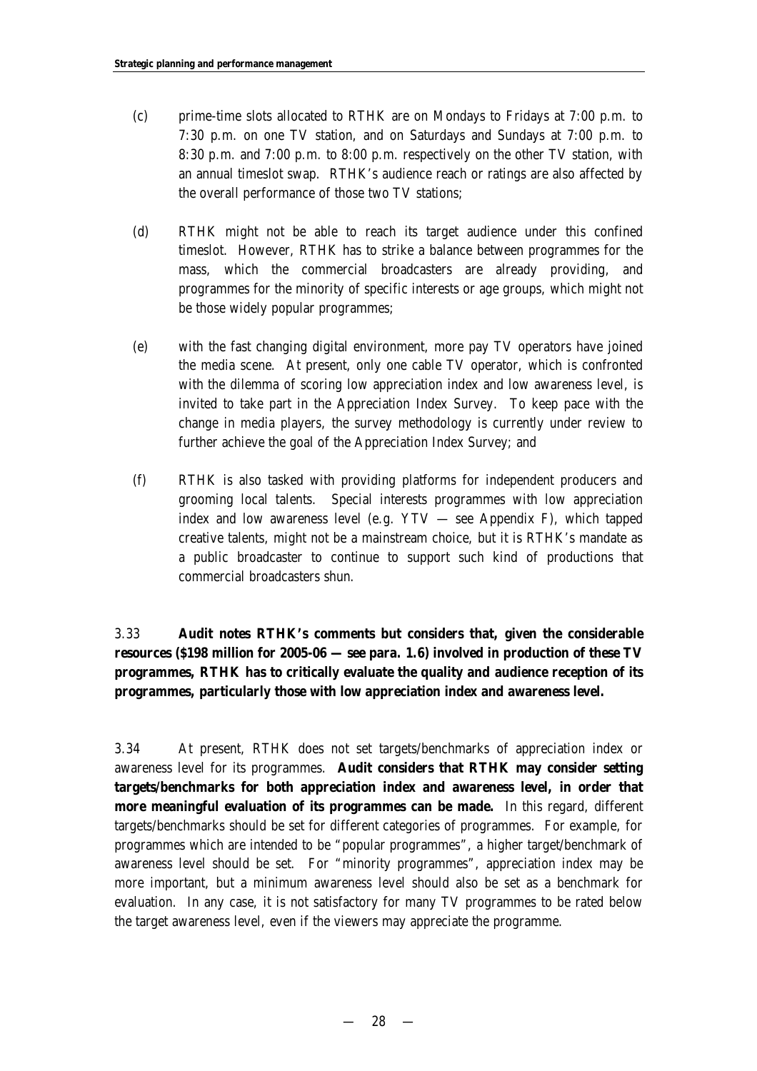(c) prime-time slots allocated to RTHK are on Mondays to Fridays at 7:00 p.m. to 7:30 p.m. on one TV station, and on Saturdays and Sundays at 7:00 p.m. to 8:30 p.m. and 7:00 p.m. to 8:00 p.m. respectively on the other TV station, with an annual timeslot swap. RTHK's audience reach or ratings are also affected by the overall performance of those two TV stations;

(d) RTHK might not be able to reach its target audience under this confined timeslot. However, RTHK has to strike a balance between programmes for the mass, which the commercial broadcasters are already providing, and programmes for the minority of specific interests or age groups, which might not be those widely popular programmes;

(e) with the fast changing digital environment, more pay TV operators have joined the media scene. At present, only one cable TV operator, which is confronted with the dilemma of scoring low appreciation index and low awareness level, is invited to take part in the Appreciation Index Survey. To keep pace with the change in media players, the survey methodology is currently under review to further achieve the goal of the Appreciation Index Survey; and

(f) RTHK is also tasked with providing platforms for independent producers and grooming local talents. Special interests programmes with low appreciation index and low awareness level (e.g. YTV — see Appendix F), which tapped creative talents, might not be a mainstream choice, but it is RTHK's mandate as a public broadcaster to continue to support such kind of productions that commercial broadcasters shun.

3.33 **Audit notes RTHK's comments but considers that, given the considerable resources ($198 million for 2005-06 — see para. 1.6) involved in production of these TV programmes, RTHK has to critically evaluate the quality and audience reception of its programmes, particularly those with low appreciation index and awareness level.**

3.34 At present, RTHK does not set targets/benchmarks of appreciation index or awareness level for its programmes. **Audit considers that RTHK may consider setting targets/benchmarks for both appreciation index and awareness level, in order that more meaningful evaluation of its programmes can be made.** In this regard, different targets/benchmarks should be set for different categories of programmes. For example, for programmes which are intended to be "popular programmes", a higher target/benchmark of awareness level should be set. For "minority programmes", appreciation index may be more important, but a minimum awareness level should also be set as a benchmark for evaluation. In any case, it is not satisfactory for many TV programmes to be rated below the target awareness level, even if the viewers may appreciate the programme.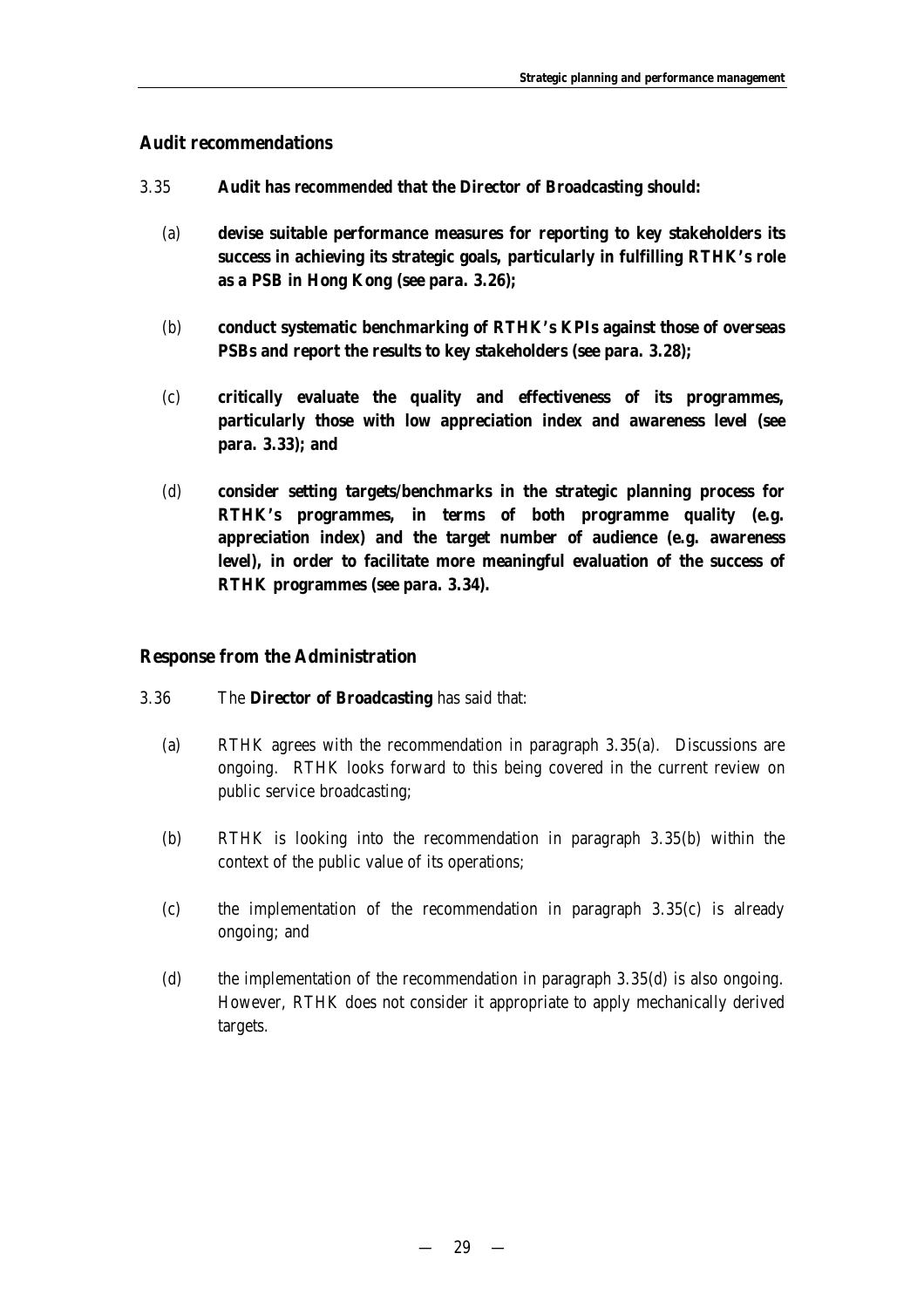## Audit recommendations

3.35 **Audit has recommended that the Director of Broadcasting should:**

(a) **devise suitable performance measures for reporting to key stakeholders its success in achieving its strategic goals, particularly in fulfilling RTHK's role as a PSB in Hong Kong (see para. 3.26);**

(b) **conduct systematic benchmarking of RTHK's KPIs against those of overseas PSBs and report the results to key stakeholders (see para. 3.28);**

(c) **critically evaluate the quality and effectiveness of its programmes, particularly those with low appreciation index and awareness level (see para. 3.33); and**

(d) **consider setting targets/benchmarks in the strategic planning process for RTHK's programmes, in terms of both programme quality (e.g. appreciation index) and the target number of audience (e.g. awareness level), in order to facilitate more meaningful evaluation of the success of RTHK programmes (see para. 3.34).**

## Response from the Administration

3.36 The **Director of Broadcasting** has said that:

(a) RTHK agrees with the recommendation in paragraph 3.35(a). Discussions are ongoing. RTHK looks forward to this being covered in the current review on public service broadcasting;

(b) RTHK is looking into the recommendation in paragraph 3.35(b) within the context of the public value of its operations;

(c) the implementation of the recommendation in paragraph 3.35(c) is already ongoing; and

(d) the implementation of the recommendation in paragraph 3.35(d) is also ongoing. However, RTHK does not consider it appropriate to apply mechanically derived targets.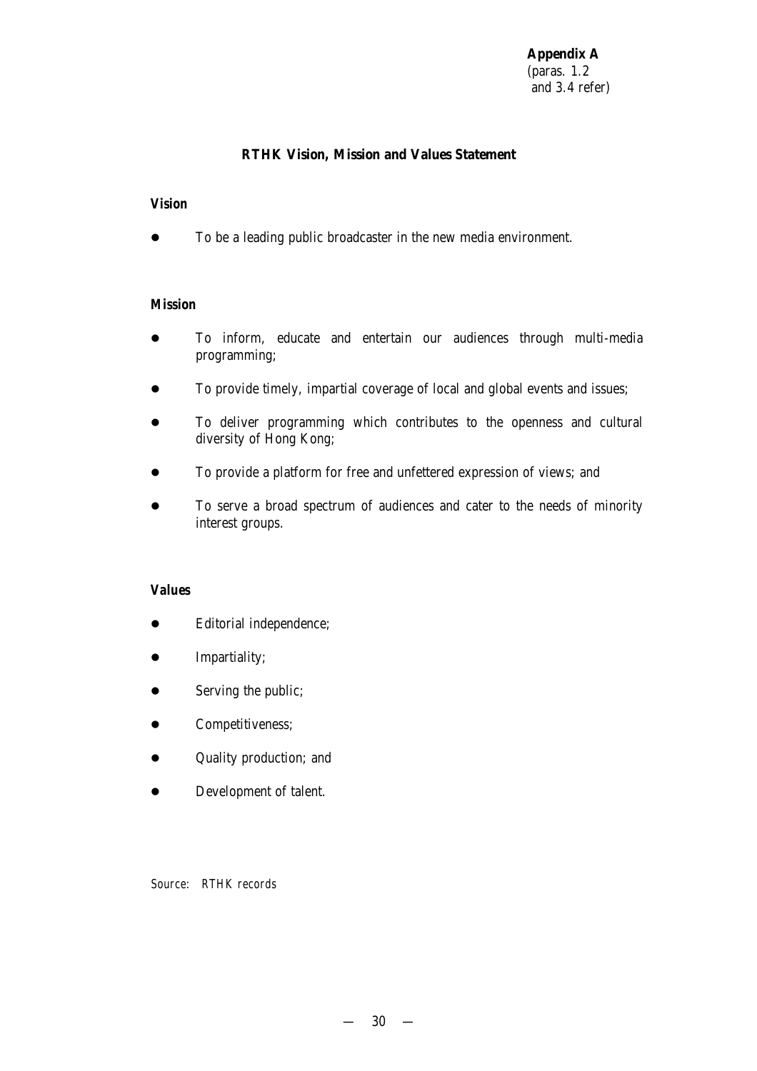**Appendix A**
(paras. 1.2
and 3.4 refer)

# RTHK Vision, Mission and Values Statement

***Vision***

- To be a leading public broadcaster in the new media environment.

***Mission***

- To inform, educate and entertain our audiences through multi-media programming;
- To provide timely, impartial coverage of local and global events and issues;
- To deliver programming which contributes to the openness and cultural diversity of Hong Kong;
- To provide a platform for free and unfettered expression of views; and
- To serve a broad spectrum of audiences and cater to the needs of minority interest groups.

***Values***

- Editorial independence;
- Impartiality;
- Serving the public;
- Competitiveness;
- Quality production; and
- Development of talent.

*Source: RTHK records*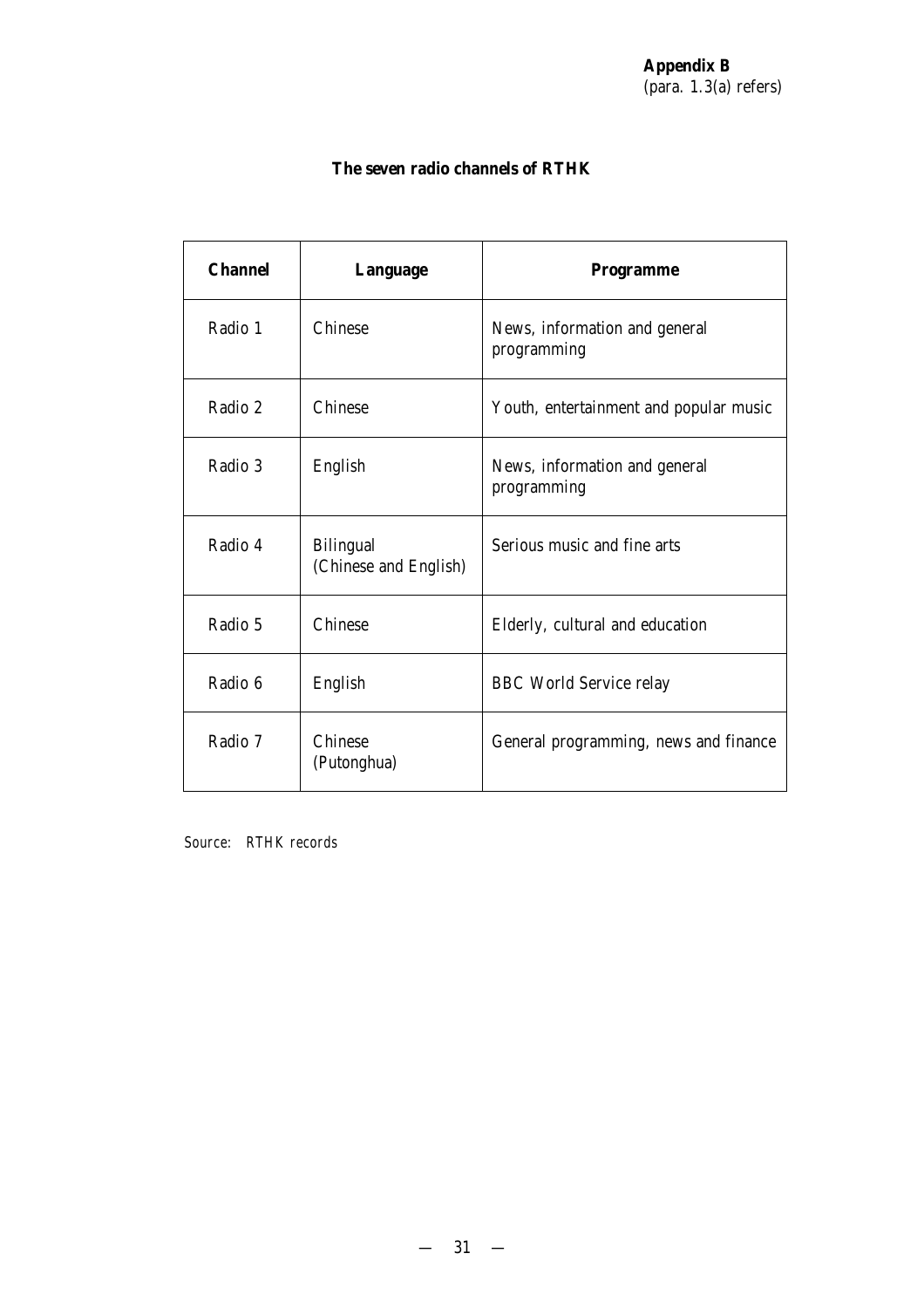**Appendix B**
(para. 1.3(a) refers)

**The seven radio channels of RTHK**

| Channel | Language | Programme |
|---|---|---|
| Radio 1 | Chinese | News, information and general programming |
| Radio 2 | Chinese | Youth, entertainment and popular music |
| Radio 3 | English | News, information and general programming |
| Radio 4 | Bilingual (Chinese and English) | Serious music and fine arts |
| Radio 5 | Chinese | Elderly, cultural and education |
| Radio 6 | English | BBC World Service relay |
| Radio 7 | Chinese (Putonghua) | General programming, news and finance |

*Source: RTHK records*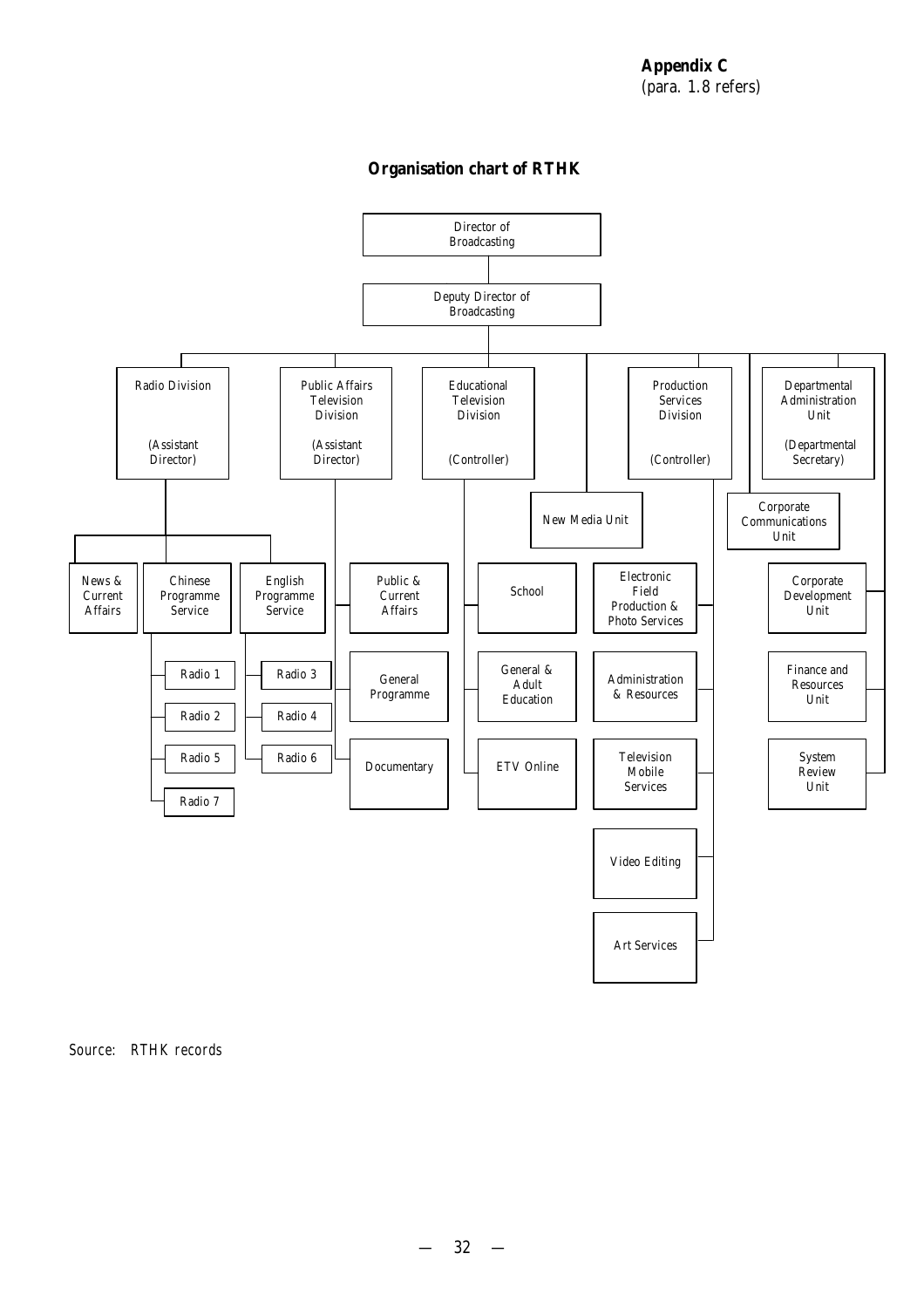**Appendix C**
(para. 1.8 refers)

## Organisation chart of RTHK

- Director of Broadcasting
  - Deputy Director of Broadcasting
    - Radio Division (Assistant Director)
      - News & Current Affairs
      - Chinese Programme Service
        - Radio 1
        - Radio 2
        - Radio 5
        - Radio 7
      - English Programme Service
        - Radio 3
        - Radio 4
        - Radio 6
    - Public Affairs Television Division (Assistant Director)
      - Public & Current Affairs
      - General Programme
      - Documentary
    - Educational Television Division (Controller)
      - School
      - General & Adult Education
      - ETV Online
    - New Media Unit
    - Production Services Division (Controller)
      - Electronic Field Production & Photo Services
      - Administration & Resources
      - Television Mobile Services
      - Video Editing
      - Art Services
    - Corporate Communications Unit
    - Departmental Administration Unit (Departmental Secretary)
    - Corporate Development Unit
    - Finance and Resources Unit
    - System Review Unit

Source: RTHK records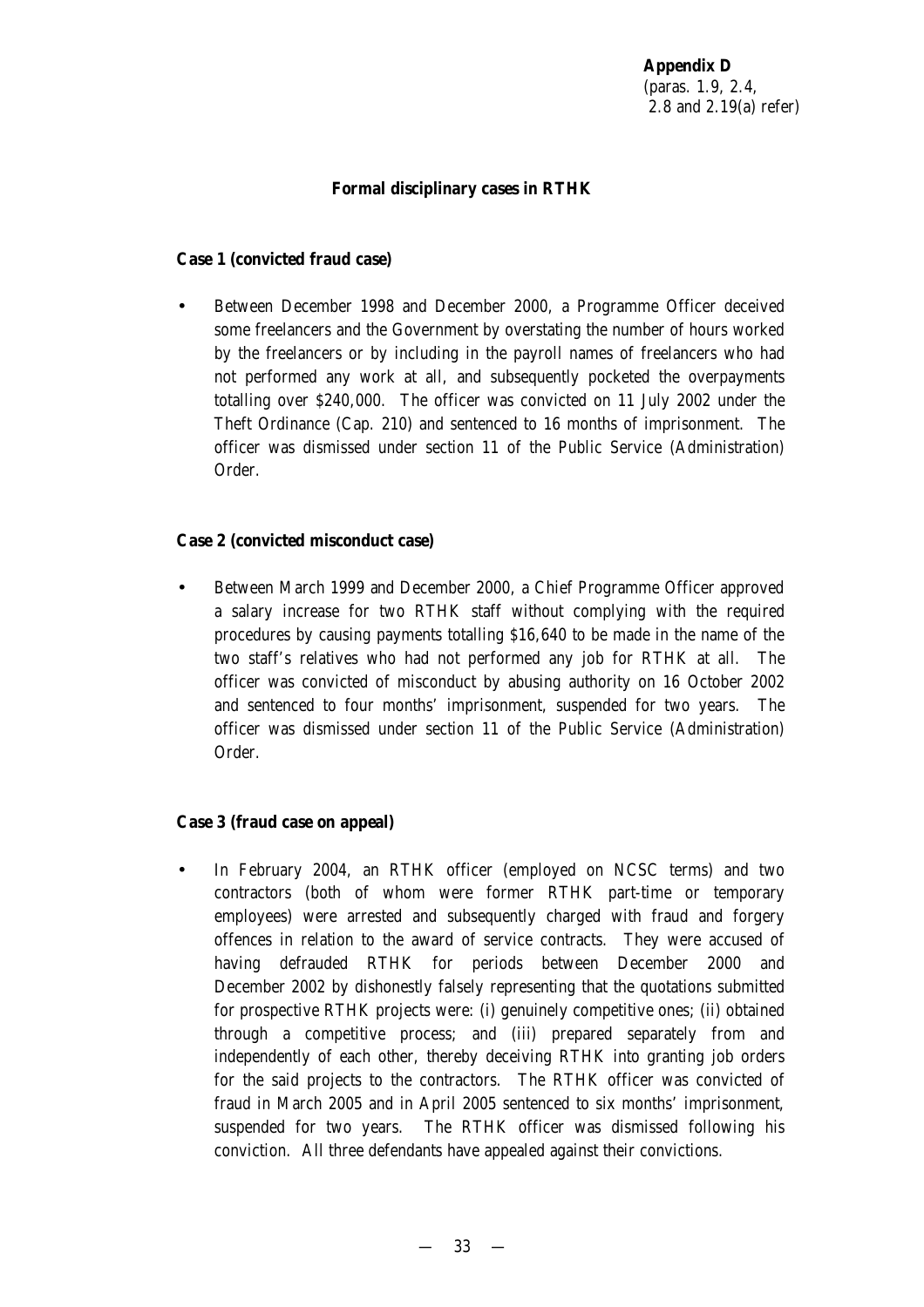**Appendix D**
(paras. 1.9, 2.4,
2.8 and 2.19(a) refer)

**Formal disciplinary cases in RTHK**

**Case 1 (convicted fraud case)**

- Between December 1998 and December 2000, a Programme Officer deceived some freelancers and the Government by overstating the number of hours worked by the freelancers or by including in the payroll names of freelancers who had not performed any work at all, and subsequently pocketed the overpayments totalling over $240,000. The officer was convicted on 11 July 2002 under the Theft Ordinance (Cap. 210) and sentenced to 16 months of imprisonment. The officer was dismissed under section 11 of the Public Service (Administration) Order.

**Case 2 (convicted misconduct case)**

- Between March 1999 and December 2000, a Chief Programme Officer approved a salary increase for two RTHK staff without complying with the required procedures by causing payments totalling $16,640 to be made in the name of the two staff's relatives who had not performed any job for RTHK at all. The officer was convicted of misconduct by abusing authority on 16 October 2002 and sentenced to four months' imprisonment, suspended for two years. The officer was dismissed under section 11 of the Public Service (Administration) Order.

**Case 3 (fraud case on appeal)**

- In February 2004, an RTHK officer (employed on NCSC terms) and two contractors (both of whom were former RTHK part-time or temporary employees) were arrested and subsequently charged with fraud and forgery offences in relation to the award of service contracts. They were accused of having defrauded RTHK for periods between December 2000 and December 2002 by dishonestly falsely representing that the quotations submitted for prospective RTHK projects were: (i) genuinely competitive ones; (ii) obtained through a competitive process; and (iii) prepared separately from and independently of each other, thereby deceiving RTHK into granting job orders for the said projects to the contractors. The RTHK officer was convicted of fraud in March 2005 and in April 2005 sentenced to six months' imprisonment, suspended for two years. The RTHK officer was dismissed following his conviction. All three defendants have appealed against their convictions.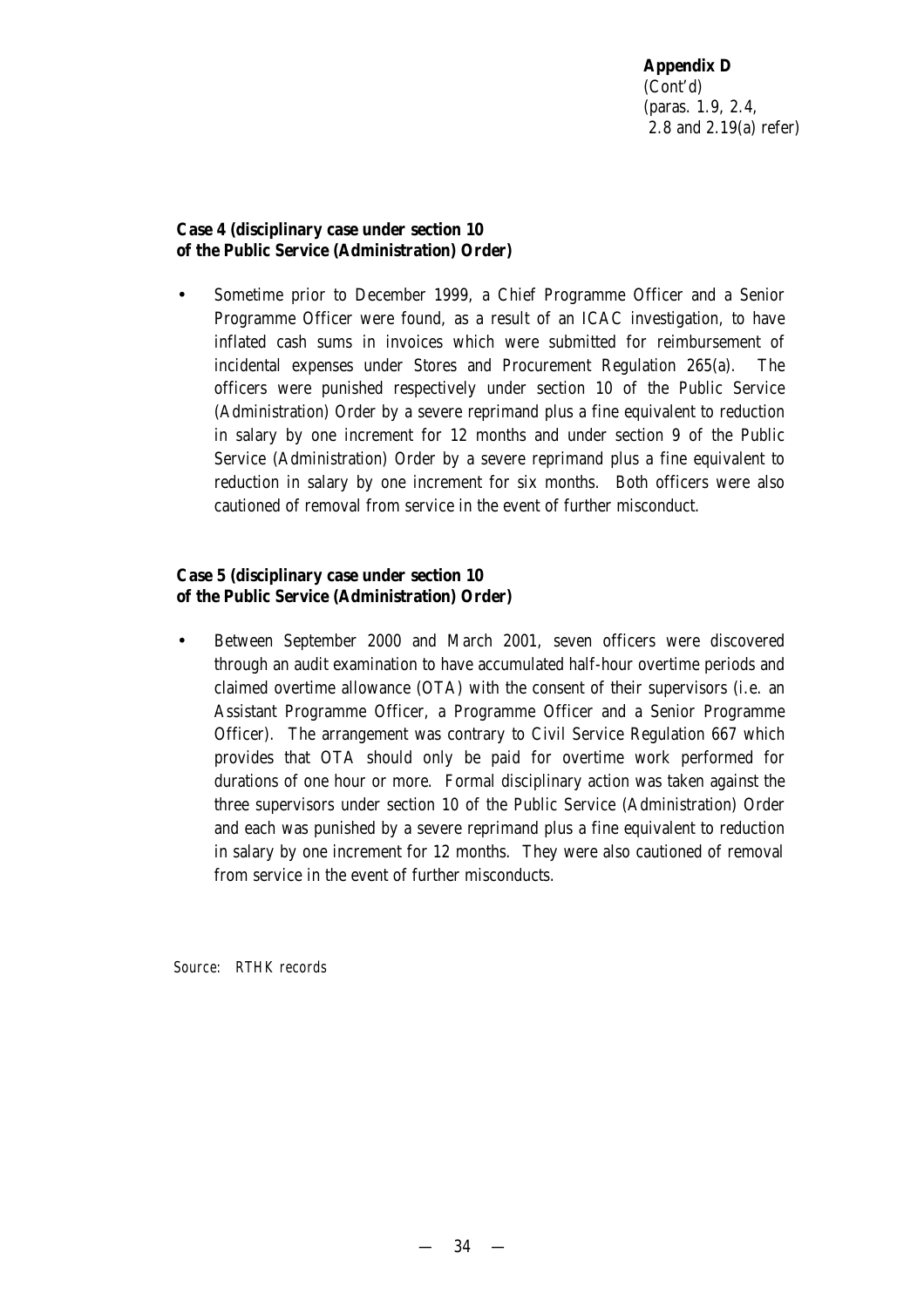**Appendix D**
(Cont'd)
(paras. 1.9, 2.4,
2.8 and 2.19(a) refer)

**Case 4 (disciplinary case under section 10 of the Public Service (Administration) Order)**

- Sometime prior to December 1999, a Chief Programme Officer and a Senior Programme Officer were found, as a result of an ICAC investigation, to have inflated cash sums in invoices which were submitted for reimbursement of incidental expenses under Stores and Procurement Regulation 265(a). The officers were punished respectively under section 10 of the Public Service (Administration) Order by a severe reprimand plus a fine equivalent to reduction in salary by one increment for 12 months and under section 9 of the Public Service (Administration) Order by a severe reprimand plus a fine equivalent to reduction in salary by one increment for six months. Both officers were also cautioned of removal from service in the event of further misconduct.

**Case 5 (disciplinary case under section 10 of the Public Service (Administration) Order)**

- Between September 2000 and March 2001, seven officers were discovered through an audit examination to have accumulated half-hour overtime periods and claimed overtime allowance (OTA) with the consent of their supervisors (i.e. an Assistant Programme Officer, a Programme Officer and a Senior Programme Officer). The arrangement was contrary to Civil Service Regulation 667 which provides that OTA should only be paid for overtime work performed for durations of one hour or more. Formal disciplinary action was taken against the three supervisors under section 10 of the Public Service (Administration) Order and each was punished by a severe reprimand plus a fine equivalent to reduction in salary by one increment for 12 months. They were also cautioned of removal from service in the event of further misconducts.

*Source: RTHK records*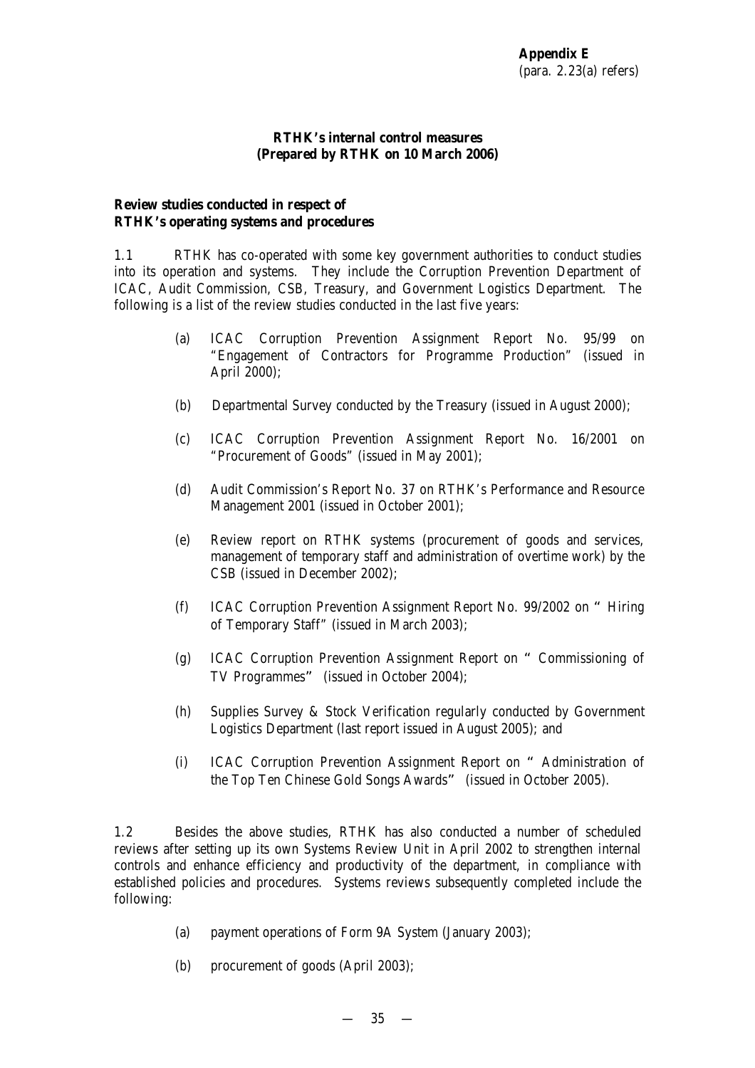**Appendix E**
(para. 2.23(a) refers)

**RTHK's internal control measures**
**(Prepared by RTHK on 10 March 2006)**

**Review studies conducted in respect of RTHK's operating systems and procedures**

1.1 RTHK has co-operated with some key government authorities to conduct studies into its operation and systems. They include the Corruption Prevention Department of ICAC, Audit Commission, CSB, Treasury, and Government Logistics Department. The following is a list of the review studies conducted in the last five years:

(a) ICAC Corruption Prevention Assignment Report No. 95/99 on "Engagement of Contractors for Programme Production" (issued in April 2000);

(b) Departmental Survey conducted by the Treasury (issued in August 2000);

(c) ICAC Corruption Prevention Assignment Report No. 16/2001 on "Procurement of Goods" (issued in May 2001);

(d) Audit Commission's Report No. 37 on RTHK's Performance and Resource Management 2001 (issued in October 2001);

(e) Review report on RTHK systems (procurement of goods and services, management of temporary staff and administration of overtime work) by the CSB (issued in December 2002);

(f) ICAC Corruption Prevention Assignment Report No. 99/2002 on "Hiring of Temporary Staff" (issued in March 2003);

(g) ICAC Corruption Prevention Assignment Report on "Commissioning of TV Programmes" (issued in October 2004);

(h) Supplies Survey & Stock Verification regularly conducted by Government Logistics Department (last report issued in August 2005); and

(i) ICAC Corruption Prevention Assignment Report on "Administration of the Top Ten Chinese Gold Songs Awards" (issued in October 2005).

1.2 Besides the above studies, RTHK has also conducted a number of scheduled reviews after setting up its own Systems Review Unit in April 2002 to strengthen internal controls and enhance efficiency and productivity of the department, in compliance with established policies and procedures. Systems reviews subsequently completed include the following:

(a) payment operations of Form 9A System (January 2003);

(b) procurement of goods (April 2003);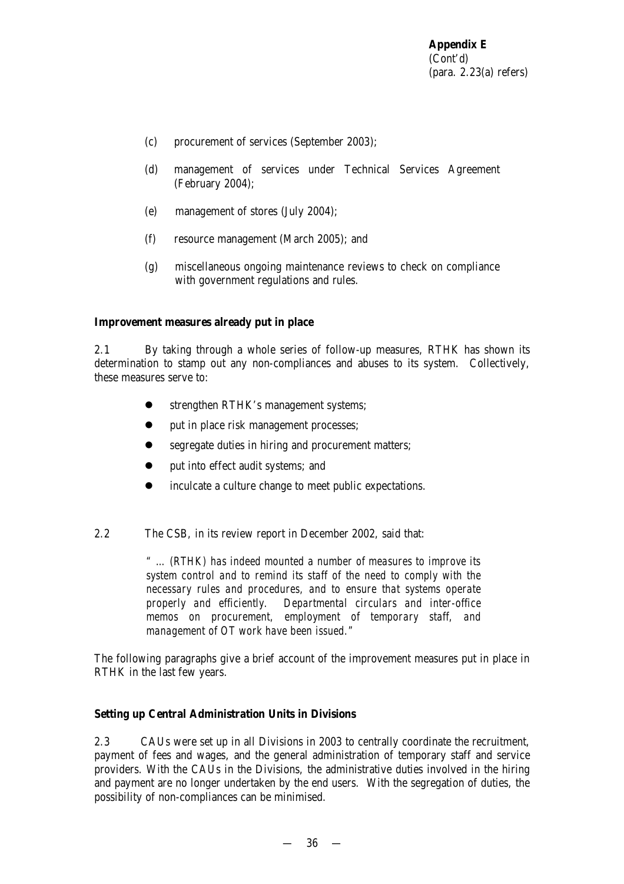**Appendix E**
(Cont'd)
(para. 2.23(a) refers)

(c) procurement of services (September 2003);

(d) management of services under Technical Services Agreement (February 2004);

(e) management of stores (July 2004);

(f) resource management (March 2005); and

(g) miscellaneous ongoing maintenance reviews to check on compliance with government regulations and rules.

**Improvement measures already put in place**

2.1 By taking through a whole series of follow-up measures, RTHK has shown its determination to stamp out any non-compliances and abuses to its system. Collectively, these measures serve to:

- strengthen RTHK's management systems;
- put in place risk management processes;
- segregate duties in hiring and procurement matters;
- put into effect audit systems; and
- inculcate a culture change to meet public expectations.

2.2 The CSB, in its review report in December 2002, said that:

> *" … (RTHK) has indeed mounted a number of measures to improve its system control and to remind its staff of the need to comply with the necessary rules and procedures, and to ensure that systems operate properly and efficiently. Departmental circulars and inter-office memos on procurement, employment of temporary staff, and management of OT work have been issued."*

The following paragraphs give a brief account of the improvement measures put in place in RTHK in the last few years.

**Setting up Central Administration Units in Divisions**

2.3 CAUs were set up in all Divisions in 2003 to centrally coordinate the recruitment, payment of fees and wages, and the general administration of temporary staff and service providers. With the CAUs in the Divisions, the administrative duties involved in the hiring and payment are no longer undertaken by the end users. With the segregation of duties, the possibility of non-compliances can be minimised.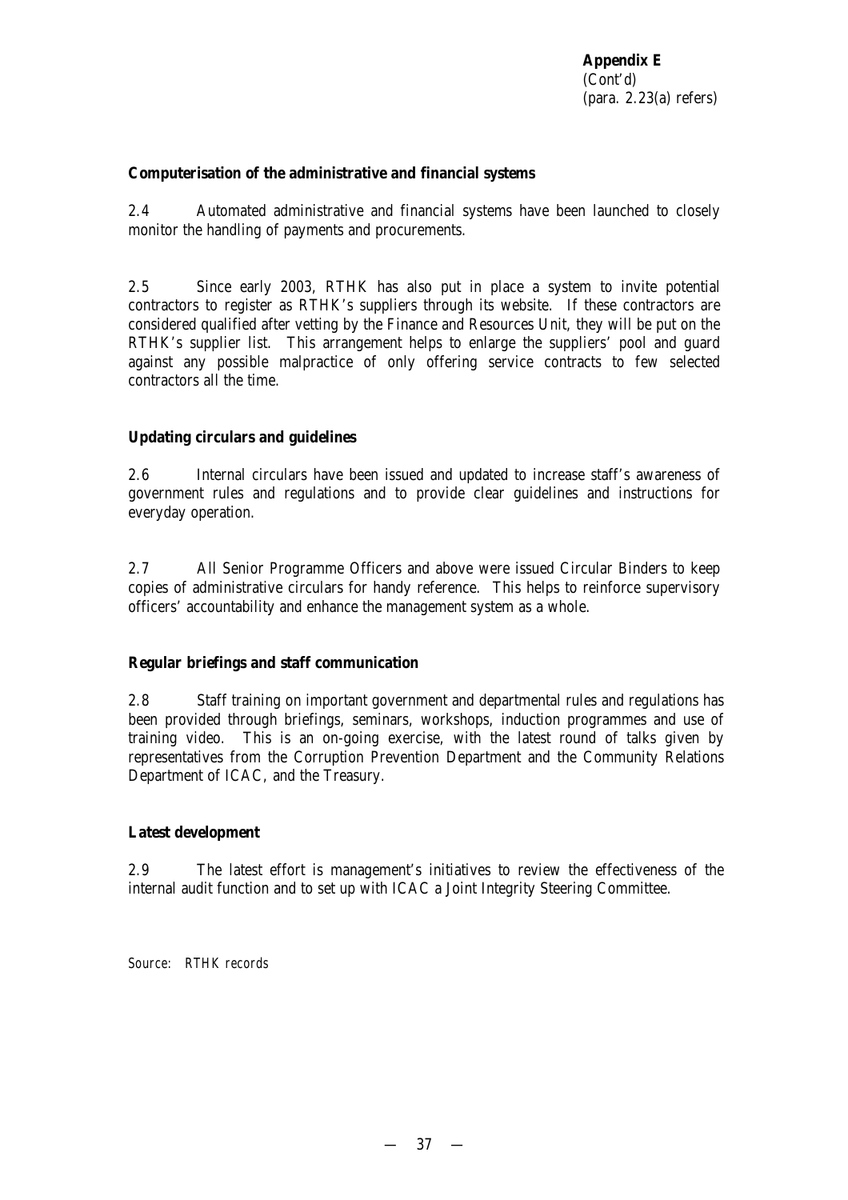**Appendix E**
(Cont'd)
(para. 2.23(a) refers)

**Computerisation of the administrative and financial systems**

2.4 Automated administrative and financial systems have been launched to closely monitor the handling of payments and procurements.

2.5 Since early 2003, RTHK has also put in place a system to invite potential contractors to register as RTHK's suppliers through its website. If these contractors are considered qualified after vetting by the Finance and Resources Unit, they will be put on the RTHK's supplier list. This arrangement helps to enlarge the suppliers' pool and guard against any possible malpractice of only offering service contracts to few selected contractors all the time.

**Updating circulars and guidelines**

2.6 Internal circulars have been issued and updated to increase staff's awareness of government rules and regulations and to provide clear guidelines and instructions for everyday operation.

2.7 All Senior Programme Officers and above were issued Circular Binders to keep copies of administrative circulars for handy reference. This helps to reinforce supervisory officers' accountability and enhance the management system as a whole.

**Regular briefings and staff communication**

2.8 Staff training on important government and departmental rules and regulations has been provided through briefings, seminars, workshops, induction programmes and use of training video. This is an on-going exercise, with the latest round of talks given by representatives from the Corruption Prevention Department and the Community Relations Department of ICAC, and the Treasury.

**Latest development**

2.9 The latest effort is management's initiatives to review the effectiveness of the internal audit function and to set up with ICAC a Joint Integrity Steering Committee.

*Source: RTHK records*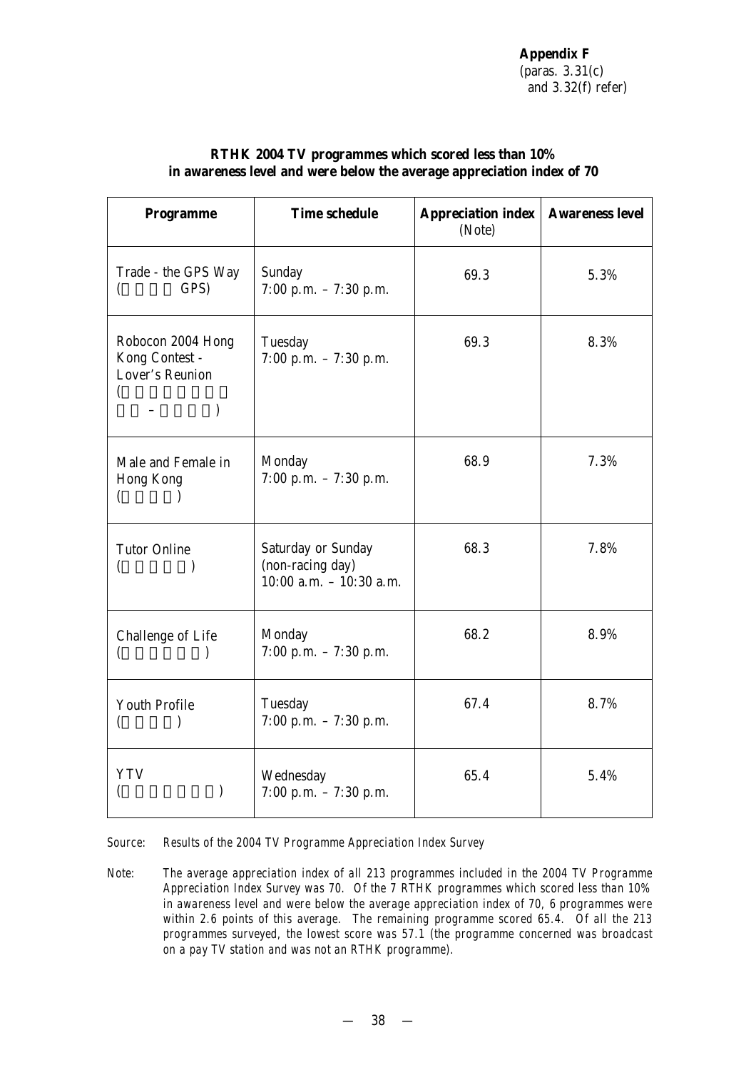**Appendix F**
(paras. 3.31(c) and 3.32(f) refer)

**RTHK 2004 TV programmes which scored less than 10% in awareness level and were below the average appreciation index of 70**

| **Programme** | **Time schedule** | **Appreciation index** (Note) | **Awareness level** |
|---|---|---|---|
| Trade - the GPS Way ( GPS) | Sunday 7:00 p.m. – 7:30 p.m. | 69.3 | 5.3% |
| Robocon 2004 Hong Kong Contest - Lover's Reunion ( – ) | Tuesday 7:00 p.m. – 7:30 p.m. | 69.3 | 8.3% |
| Male and Female in Hong Kong ( ) | Monday 7:00 p.m. – 7:30 p.m. | 68.9 | 7.3% |
| Tutor Online ( ) | Saturday or Sunday (non-racing day) 10:00 a.m. – 10:30 a.m. | 68.3 | 7.8% |
| Challenge of Life ( ) | Monday 7:00 p.m. – 7:30 p.m. | 68.2 | 8.9% |
| Youth Profile ( ) | Tuesday 7:00 p.m. – 7:30 p.m. | 67.4 | 8.7% |
| YTV ( ) | Wednesday 7:00 p.m. – 7:30 p.m. | 65.4 | 5.4% |

*Source: Results of the 2004 TV Programme Appreciation Index Survey*

*Note: The average appreciation index of all 213 programmes included in the 2004 TV Programme Appreciation Index Survey was 70. Of the 7 RTHK programmes which scored less than 10% in awareness level and were below the average appreciation index of 70, 6 programmes were within 2.6 points of this average. The remaining programme scored 65.4. Of all the 213 programmes surveyed, the lowest score was 57.1 (the programme concerned was broadcast on a pay TV station and was not an RTHK programme).*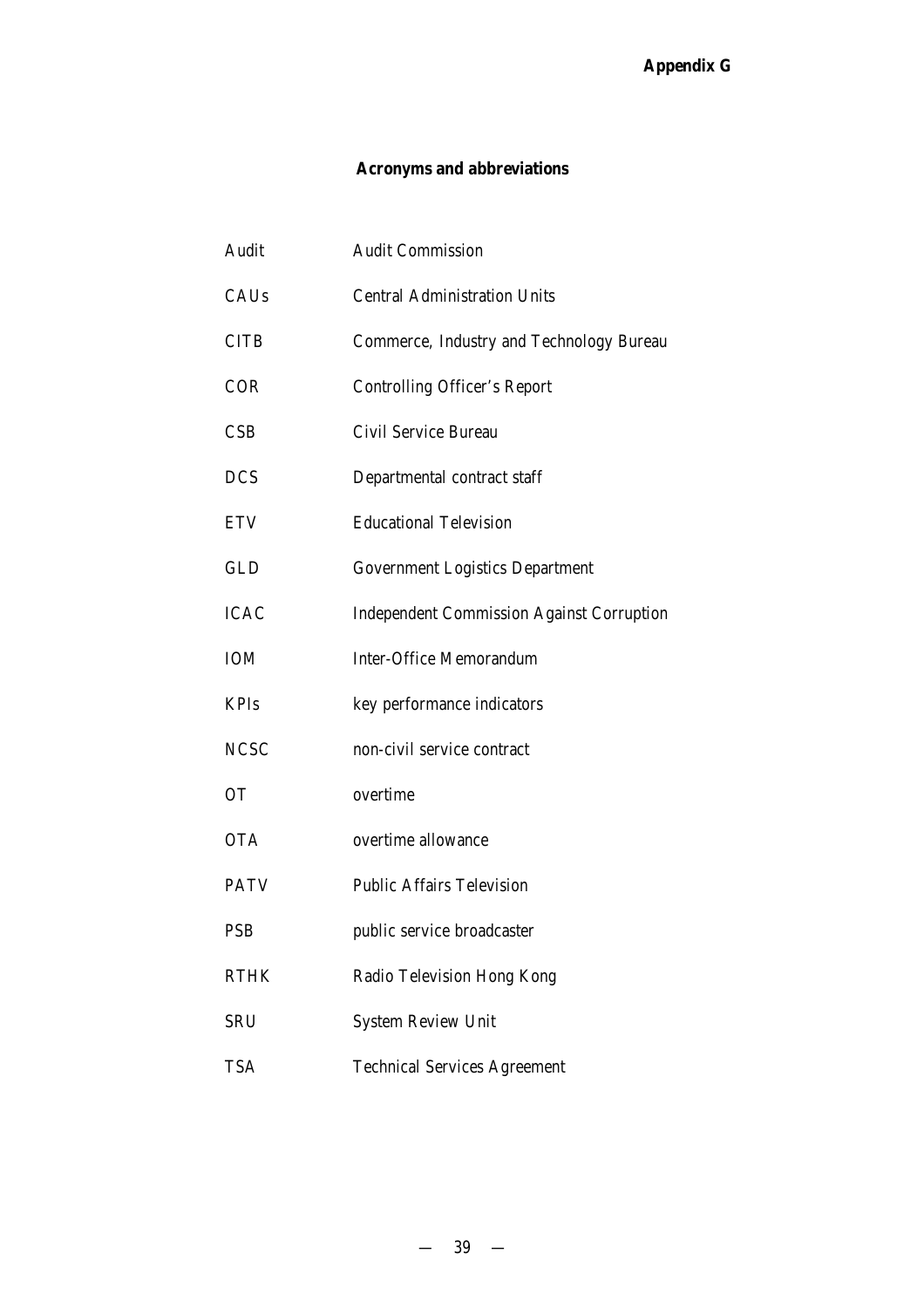**Appendix G**

## Acronyms and abbreviations

| | |
|---|---|
| Audit | Audit Commission |
| CAUs | Central Administration Units |
| CITB | Commerce, Industry and Technology Bureau |
| COR | Controlling Officer's Report |
| CSB | Civil Service Bureau |
| DCS | Departmental contract staff |
| ETV | Educational Television |
| GLD | Government Logistics Department |
| ICAC | Independent Commission Against Corruption |
| IOM | Inter-Office Memorandum |
| KPIs | key performance indicators |
| NCSC | non-civil service contract |
| OT | overtime |
| OTA | overtime allowance |
| PATV | Public Affairs Television |
| PSB | public service broadcaster |
| RTHK | Radio Television Hong Kong |
| SRU | System Review Unit |
| TSA | Technical Services Agreement |